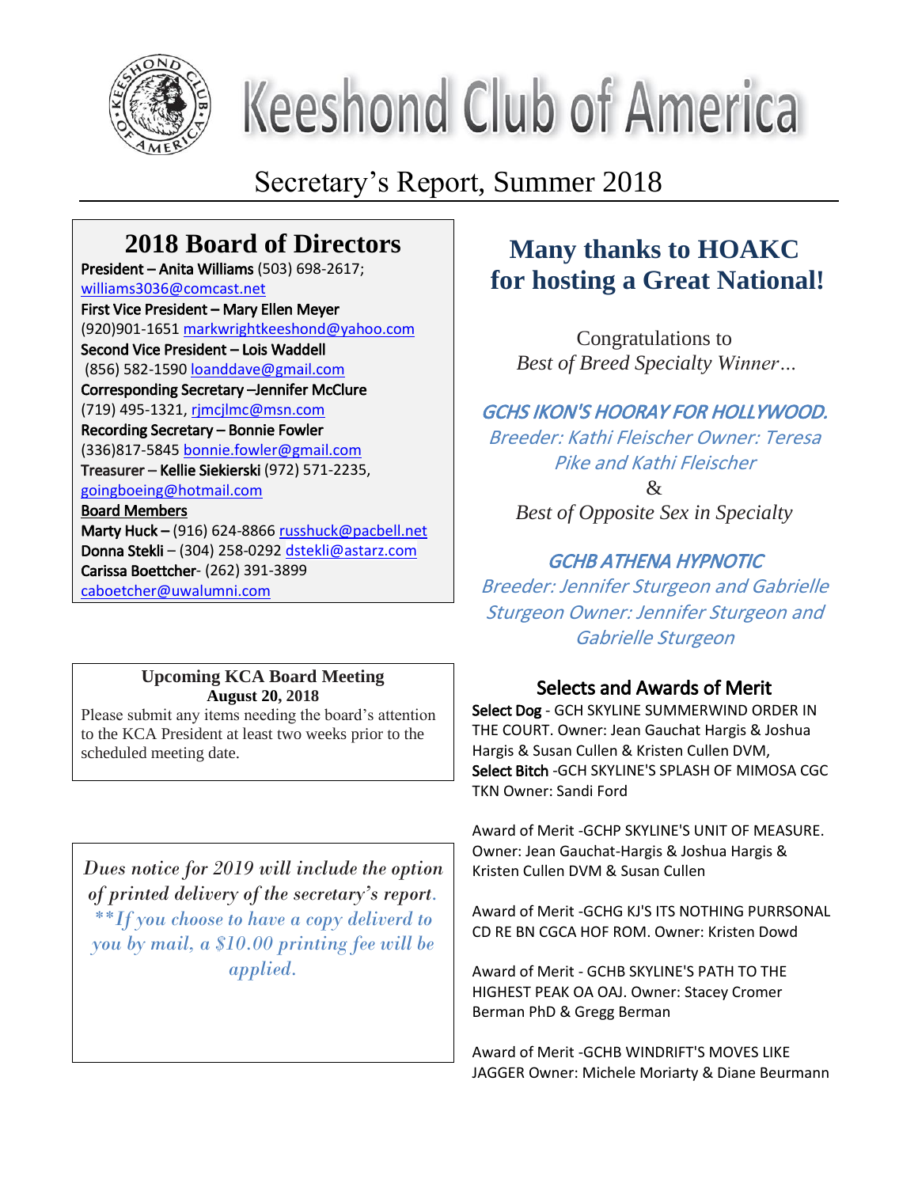# Keeshond Club of America

## Secretary's Report, Summer 2018

## 2018 Board of Directors

**President – Anita Williams** (503) 698-2617; williams3036@comcast.net

**First Vice President – Mary Ellen Meyer** (920)901-1651 markwrightkeeshond@yahoo.com

**Second Vice President – Lois Waddell** (856) 582-1590 loanddave@gmail.com

**Corresponding Secretary –Jennifer McClure** (719) 495-1321, rjmcjlmc@msn.com

**Recording Secretary – Bonnie Fowler** (336)817-5845 bonnie.fowler@gmail.com

**Treasurer – Kellie Siekierski** (972) 571-2235, goingboeing@hotmail.com

**Board Members**

**Marty Huck –** (916) 624-8866 russhuck@pacbell.net

**Donna Stekli** – (304) 258-0292 dstekli@astarz.com

**Carissa Boettcher**- (262) 391-3899 caboetcher@uwalumni.com

**Upcoming KCA Board Meeting**
**August 20, 2018**

Please submit any items needing the board's attention to the KCA President at least two weeks prior to the scheduled meeting date.

*Dues notice for 2019 will include the option of printed delivery of the secretary's report. \*\*If you choose to have a copy deliverd to you by mail, a $10.00 printing fee will be applied.*

## Many thanks to HOAKC for hosting a Great National!

Congratulations to
*Best of Breed Specialty Winner…*

***GCHS IKON'S HOORAY FOR HOLLYWOOD.***
*Breeder: Kathi Fleischer Owner: Teresa Pike and Kathi Fleischer*

&

*Best of Opposite Sex in Specialty*

***GCHB ATHENA HYPNOTIC***
*Breeder: Jennifer Sturgeon and Gabrielle Sturgeon Owner: Jennifer Sturgeon and Gabrielle Sturgeon*

### Selects and Awards of Merit

**Select Dog** - GCH SKYLINE SUMMERWIND ORDER IN THE COURT. Owner: Jean Gauchat Hargis & Joshua Hargis & Susan Cullen & Kristen Cullen DVM,

**Select Bitch** -GCH SKYLINE'S SPLASH OF MIMOSA CGC TKN Owner: Sandi Ford

Award of Merit -GCHP SKYLINE'S UNIT OF MEASURE. Owner: Jean Gauchat-Hargis & Joshua Hargis & Kristen Cullen DVM & Susan Cullen

Award of Merit -GCHG KJ'S ITS NOTHING PURRSONAL CD RE BN CGCA HOF ROM. Owner: Kristen Dowd

Award of Merit - GCHB SKYLINE'S PATH TO THE HIGHEST PEAK OA OAJ. Owner: Stacey Cromer Berman PhD & Gregg Berman

Award of Merit -GCHB WINDRIFT'S MOVES LIKE JAGGER Owner: Michele Moriarty & Diane Beurmann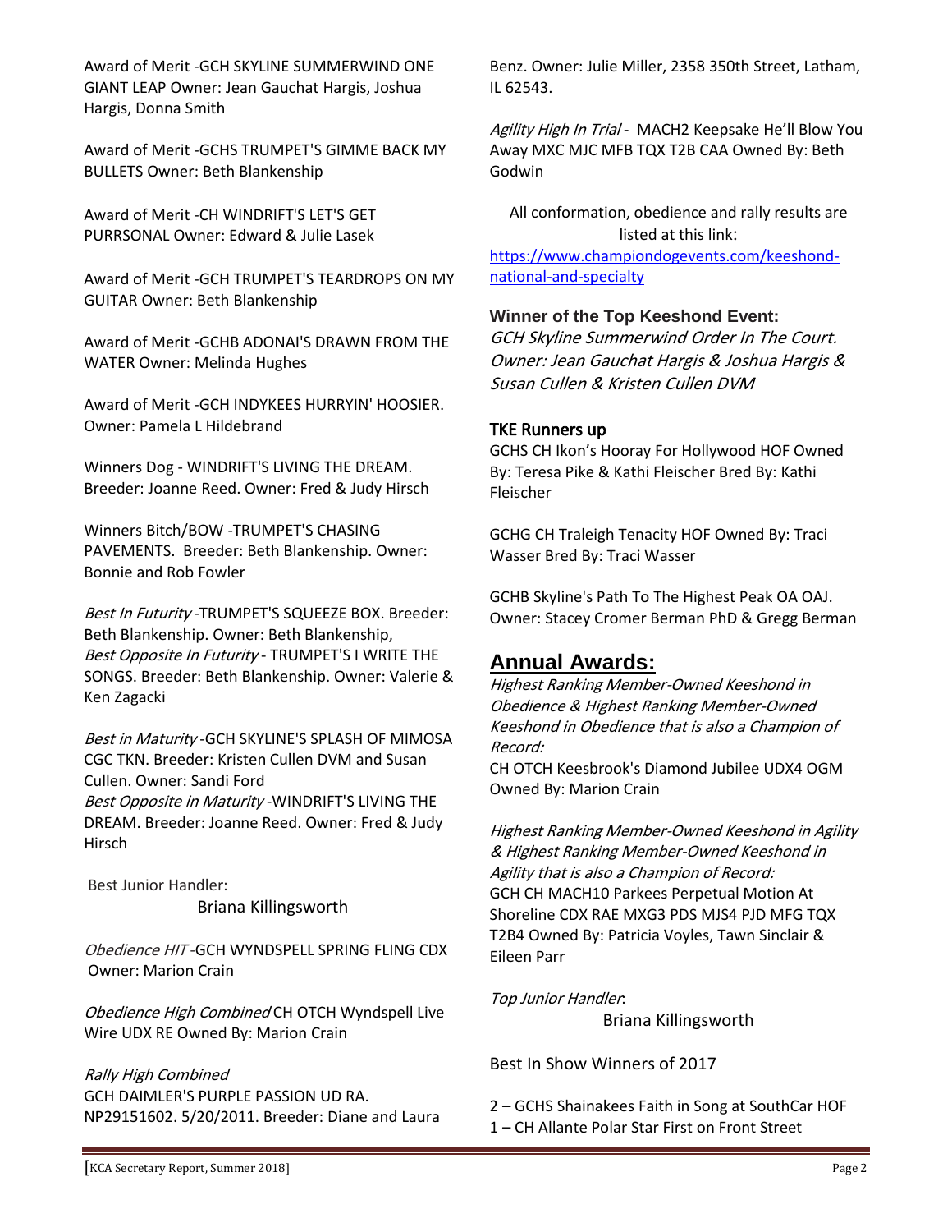Award of Merit -GCH SKYLINE SUMMERWIND ONE GIANT LEAP Owner: Jean Gauchat Hargis, Joshua Hargis, Donna Smith

Award of Merit -GCHS TRUMPET'S GIMME BACK MY BULLETS Owner: Beth Blankenship

Award of Merit -CH WINDRIFT'S LET'S GET PURRSONAL Owner: Edward & Julie Lasek

Award of Merit -GCH TRUMPET'S TEARDROPS ON MY GUITAR Owner: Beth Blankenship

Award of Merit -GCHB ADONAI'S DRAWN FROM THE WATER Owner: Melinda Hughes

Award of Merit -GCH INDYKEES HURRYIN' HOOSIER. Owner: Pamela L Hildebrand

Winners Dog - WINDRIFT'S LIVING THE DREAM. Breeder: Joanne Reed. Owner: Fred & Judy Hirsch

Winners Bitch/BOW -TRUMPET'S CHASING PAVEMENTS. Breeder: Beth Blankenship. Owner: Bonnie and Rob Fowler

*Best In Futurity* -TRUMPET'S SQUEEZE BOX. Breeder: Beth Blankenship. Owner: Beth Blankenship,
*Best Opposite In Futurity* - TRUMPET'S I WRITE THE SONGS. Breeder: Beth Blankenship. Owner: Valerie & Ken Zagacki

*Best in Maturity* -GCH SKYLINE'S SPLASH OF MIMOSA CGC TKN. Breeder: Kristen Cullen DVM and Susan Cullen. Owner: Sandi Ford
*Best Opposite in Maturity* -WINDRIFT'S LIVING THE DREAM. Breeder: Joanne Reed. Owner: Fred & Judy Hirsch

Best Junior Handler:
Briana Killingsworth

*Obedience HIT* -GCH WYNDSPELL SPRING FLING CDX Owner: Marion Crain

*Obedience High Combined* CH OTCH Wyndspell Live Wire UDX RE Owned By: Marion Crain

*Rally High Combined*
GCH DAIMLER'S PURPLE PASSION UD RA. NP29151602. 5/20/2011. Breeder: Diane and Laura Benz. Owner: Julie Miller, 2358 350th Street, Latham, IL 62543.

*Agility High In Trial* - MACH2 Keepsake He'll Blow You Away MXC MJC MFB TQX T2B CAA Owned By: Beth Godwin

All conformation, obedience and rally results are listed at this link:
https://www.championdogevents.com/keeshond-national-and-specialty

**Winner of the Top Keeshond Event:**
*GCH Skyline Summerwind Order In The Court. Owner: Jean Gauchat Hargis & Joshua Hargis & Susan Cullen & Kristen Cullen DVM*

**TKE Runners up**
GCHS CH Ikon's Hooray For Hollywood HOF Owned By: Teresa Pike & Kathi Fleischer Bred By: Kathi Fleischer

GCHG CH Traleigh Tenacity HOF Owned By: Traci Wasser Bred By: Traci Wasser

GCHB Skyline's Path To The Highest Peak OA OAJ. Owner: Stacey Cromer Berman PhD & Gregg Berman

## Annual Awards:

*Highest Ranking Member-Owned Keeshond in Obedience & Highest Ranking Member-Owned Keeshond in Obedience that is also a Champion of Record:*
CH OTCH Keesbrook's Diamond Jubilee UDX4 OGM Owned By: Marion Crain

*Highest Ranking Member-Owned Keeshond in Agility & Highest Ranking Member-Owned Keeshond in Agility that is also a Champion of Record:*
GCH CH MACH10 Parkees Perpetual Motion At Shoreline CDX RAE MXG3 PDS MJS4 PJD MFG TQX T2B4 Owned By: Patricia Voyles, Tawn Sinclair & Eileen Parr

*Top Junior Handler*:
Briana Killingsworth

Best In Show Winners of 2017

2 – GCHS Shainakees Faith in Song at SouthCar HOF
1 – CH Allante Polar Star First on Front Street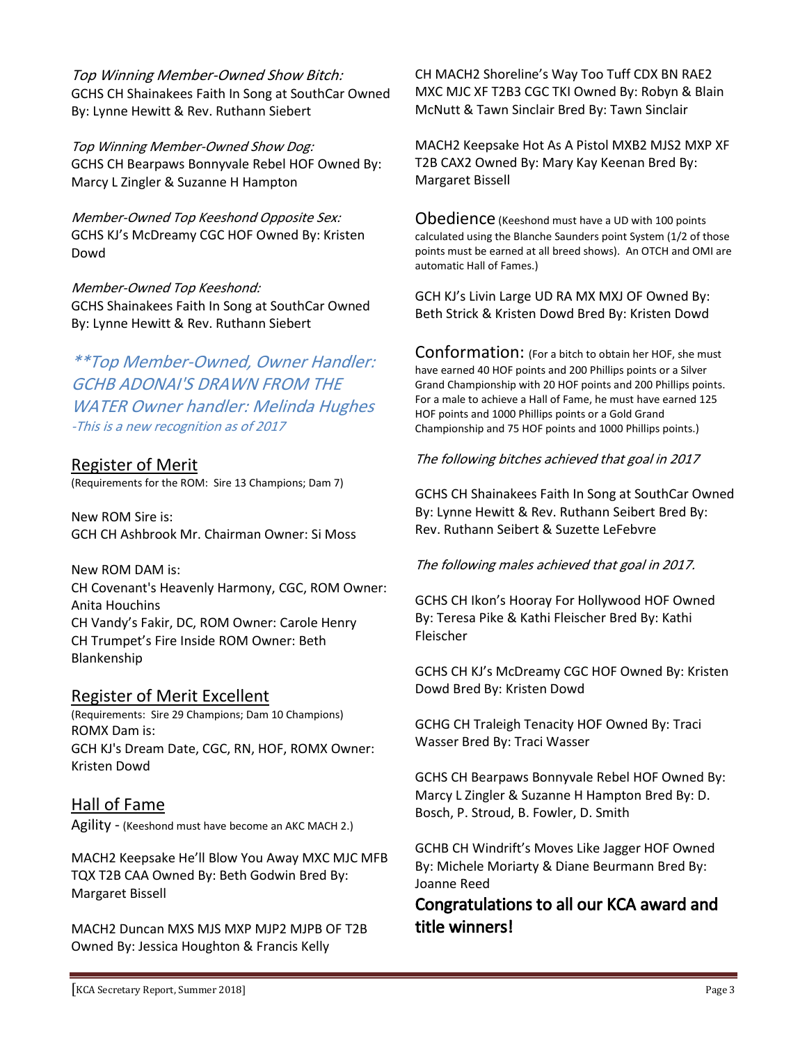*Top Winning Member-Owned Show Bitch:*
GCHS CH Shainakees Faith In Song at SouthCar Owned By: Lynne Hewitt & Rev. Ruthann Siebert

*Top Winning Member-Owned Show Dog:*
GCHS CH Bearpaws Bonnyvale Rebel HOF Owned By: Marcy L Zingler & Suzanne H Hampton

*Member-Owned Top Keeshond Opposite Sex:*
GCHS KJ's McDreamy CGC HOF Owned By: Kristen Dowd

*Member-Owned Top Keeshond:*
GCHS Shainakees Faith In Song at SouthCar Owned By: Lynne Hewitt & Rev. Ruthann Siebert

*\*\*Top Member-Owned, Owner Handler: GCHB ADONAI'S DRAWN FROM THE WATER Owner handler: Melinda Hughes*
*-This is a new recognition as of 2017*

## Register of Merit

(Requirements for the ROM: Sire 13 Champions; Dam 7)

New ROM Sire is:
GCH CH Ashbrook Mr. Chairman Owner: Si Moss

New ROM DAM is:
CH Covenant's Heavenly Harmony, CGC, ROM Owner: Anita Houchins
CH Vandy's Fakir, DC, ROM Owner: Carole Henry
CH Trumpet's Fire Inside ROM Owner: Beth Blankenship

## Register of Merit Excellent

(Requirements: Sire 29 Champions; Dam 10 Champions)
ROMX Dam is:
GCH KJ's Dream Date, CGC, RN, HOF, ROMX Owner: Kristen Dowd

## Hall of Fame

Agility - (Keeshond must have become an AKC MACH 2.)

MACH2 Keepsake He'll Blow You Away MXC MJC MFB TQX T2B CAA Owned By: Beth Godwin Bred By: Margaret Bissell

MACH2 Duncan MXS MJS MXP MJP2 MJPB OF T2B Owned By: Jessica Houghton & Francis Kelly

CH MACH2 Shoreline's Way Too Tuff CDX BN RAE2 MXC MJC XF T2B3 CGC TKI Owned By: Robyn & Blain McNutt & Tawn Sinclair Bred By: Tawn Sinclair

MACH2 Keepsake Hot As A Pistol MXB2 MJS2 MXP XF T2B CAX2 Owned By: Mary Kay Keenan Bred By: Margaret Bissell

Obedience (Keeshond must have a UD with 100 points calculated using the Blanche Saunders point System (1/2 of those points must be earned at all breed shows). An OTCH and OMI are automatic Hall of Fames.)

GCH KJ's Livin Large UD RA MX MXJ OF Owned By: Beth Strick & Kristen Dowd Bred By: Kristen Dowd

Conformation: (For a bitch to obtain her HOF, she must have earned 40 HOF points and 200 Phillips points or a Silver Grand Championship with 20 HOF points and 200 Phillips points. For a male to achieve a Hall of Fame, he must have earned 125 HOF points and 1000 Phillips points or a Gold Grand Championship and 75 HOF points and 1000 Phillips points.)

*The following bitches achieved that goal in 2017*

GCHS CH Shainakees Faith In Song at SouthCar Owned By: Lynne Hewitt & Rev. Ruthann Seibert Bred By: Rev. Ruthann Seibert & Suzette LeFebvre

*The following males achieved that goal in 2017.*

GCHS CH Ikon's Hooray For Hollywood HOF Owned By: Teresa Pike & Kathi Fleischer Bred By: Kathi Fleischer

GCHS CH KJ's McDreamy CGC HOF Owned By: Kristen Dowd Bred By: Kristen Dowd

GCHG CH Traleigh Tenacity HOF Owned By: Traci Wasser Bred By: Traci Wasser

GCHS CH Bearpaws Bonnyvale Rebel HOF Owned By: Marcy L Zingler & Suzanne H Hampton Bred By: D. Bosch, P. Stroud, B. Fowler, D. Smith

GCHB CH Windrift's Moves Like Jagger HOF Owned By: Michele Moriarty & Diane Beurmann Bred By: Joanne Reed

**Congratulations to all our KCA award and title winners!**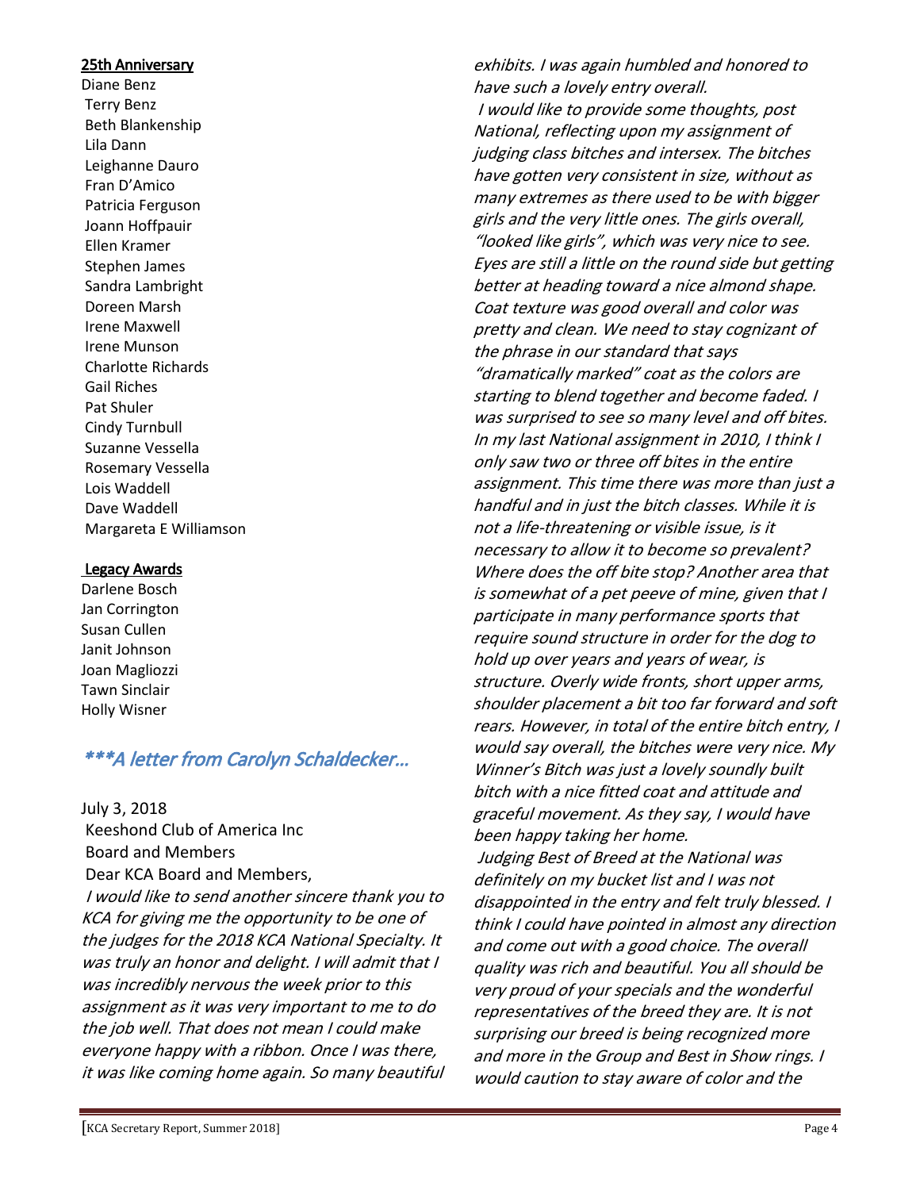**25th Anniversary**

Diane Benz
Terry Benz
Beth Blankenship
Lila Dann
Leighanne Dauro
Fran D'Amico
Patricia Ferguson
Joann Hoffpauir
Ellen Kramer
Stephen James
Sandra Lambright
Doreen Marsh
Irene Maxwell
Irene Munson
Charlotte Richards
Gail Riches
Pat Shuler
Cindy Turnbull
Suzanne Vessella
Rosemary Vessella
Lois Waddell
Dave Waddell
Margareta E Williamson

**Legacy Awards**

Darlene Bosch
Jan Corrington
Susan Cullen
Janit Johnson
Joan Magliozzi
Tawn Sinclair
Holly Wisner

## \*\*\*A letter from Carolyn Schaldecker…

July 3, 2018
Keeshond Club of America Inc
Board and Members
Dear KCA Board and Members,

*I would like to send another sincere thank you to KCA for giving me the opportunity to be one of the judges for the 2018 KCA National Specialty. It was truly an honor and delight. I will admit that I was incredibly nervous the week prior to this assignment as it was very important to me to do the job well. That does not mean I could make everyone happy with a ribbon. Once I was there, it was like coming home again. So many beautiful exhibits. I was again humbled and honored to have such a lovely entry overall.*

*I would like to provide some thoughts, post National, reflecting upon my assignment of judging class bitches and intersex. The bitches have gotten very consistent in size, without as many extremes as there used to be with bigger girls and the very little ones. The girls overall, "looked like girls", which was very nice to see. Eyes are still a little on the round side but getting better at heading toward a nice almond shape. Coat texture was good overall and color was pretty and clean. We need to stay cognizant of the phrase in our standard that says "dramatically marked" coat as the colors are starting to blend together and become faded. I was surprised to see so many level and off bites. In my last National assignment in 2010, I think I only saw two or three off bites in the entire assignment. This time there was more than just a handful and in just the bitch classes. While it is not a life-threatening or visible issue, is it necessary to allow it to become so prevalent? Where does the off bite stop? Another area that is somewhat of a pet peeve of mine, given that I participate in many performance sports that require sound structure in order for the dog to hold up over years and years of wear, is structure. Overly wide fronts, short upper arms, shoulder placement a bit too far forward and soft rears. However, in total of the entire bitch entry, I would say overall, the bitches were very nice. My Winner's Bitch was just a lovely soundly built bitch with a nice fitted coat and attitude and graceful movement. As they say, I would have been happy taking her home.*

*Judging Best of Breed at the National was definitely on my bucket list and I was not disappointed in the entry and felt truly blessed. I think I could have pointed in almost any direction and come out with a good choice. The overall quality was rich and beautiful. You all should be very proud of your specials and the wonderful representatives of the breed they are. It is not surprising our breed is being recognized more and more in the Group and Best in Show rings. I would caution to stay aware of color and the*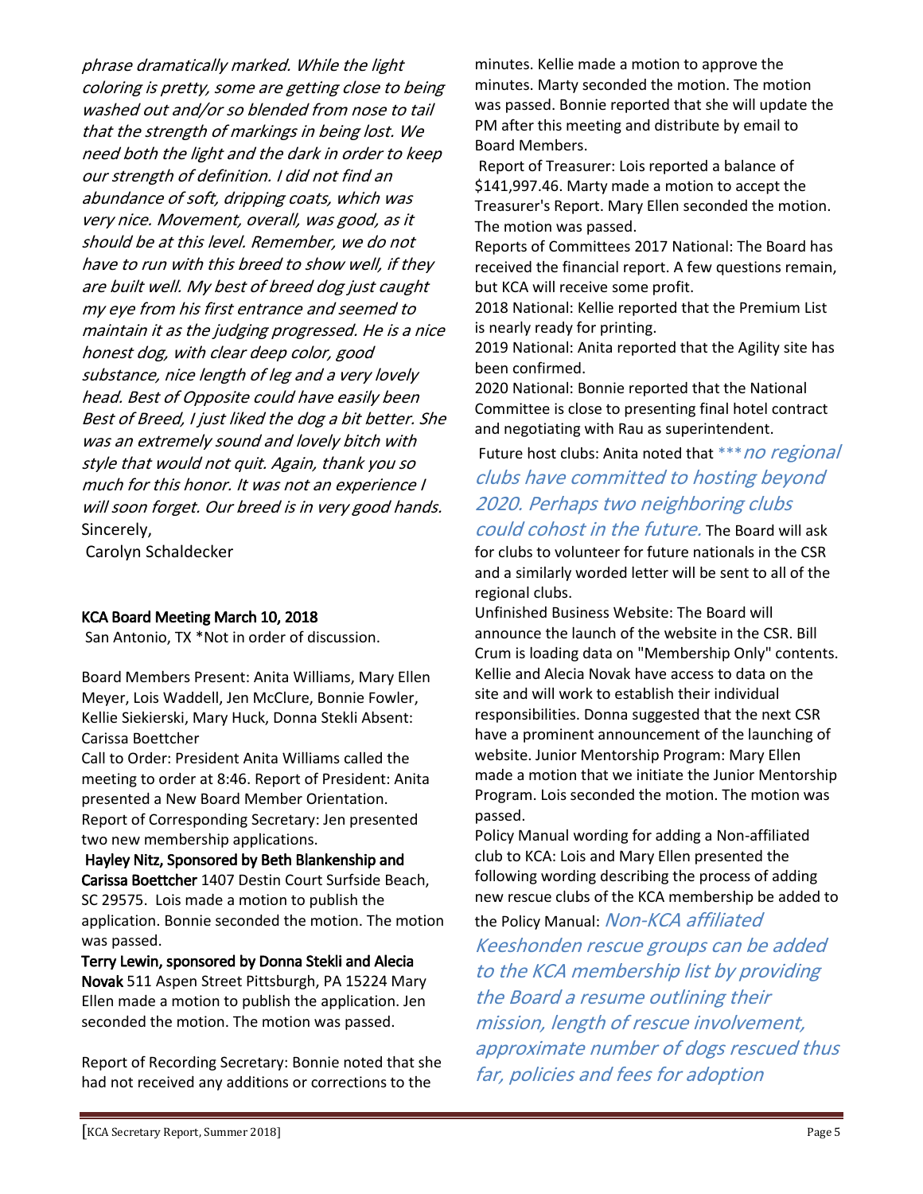*phrase dramatically marked. While the light coloring is pretty, some are getting close to being washed out and/or so blended from nose to tail that the strength of markings in being lost. We need both the light and the dark in order to keep our strength of definition. I did not find an abundance of soft, dripping coats, which was very nice. Movement, overall, was good, as it should be at this level. Remember, we do not have to run with this breed to show well, if they are built well. My best of breed dog just caught my eye from his first entrance and seemed to maintain it as the judging progressed. He is a nice honest dog, with clear deep color, good substance, nice length of leg and a very lovely head. Best of Opposite could have easily been Best of Breed, I just liked the dog a bit better. She was an extremely sound and lovely bitch with style that would not quit. Again, thank you so much for this honor. It was not an experience I will soon forget. Our breed is in very good hands.*

Sincerely,

Carolyn Schaldecker

## KCA Board Meeting March 10, 2018

San Antonio, TX *Not in order of discussion.

Board Members Present: Anita Williams, Mary Ellen Meyer, Lois Waddell, Jen McClure, Bonnie Fowler, Kellie Siekierski, Mary Huck, Donna Stekli Absent: Carissa Boettcher

Call to Order: President Anita Williams called the meeting to order at 8:46. Report of President: Anita presented a New Board Member Orientation. Report of Corresponding Secretary: Jen presented two new membership applications.

**Hayley Nitz, Sponsored by Beth Blankenship and Carissa Boettcher** 1407 Destin Court Surfside Beach, SC 29575. Lois made a motion to publish the application. Bonnie seconded the motion. The motion was passed.

**Terry Lewin, sponsored by Donna Stekli and Alecia Novak** 511 Aspen Street Pittsburgh, PA 15224 Mary Ellen made a motion to publish the application. Jen seconded the motion. The motion was passed.

Report of Recording Secretary: Bonnie noted that she had not received any additions or corrections to the minutes. Kellie made a motion to approve the minutes. Marty seconded the motion. The motion was passed. Bonnie reported that she will update the PM after this meeting and distribute by email to Board Members.

Report of Treasurer: Lois reported a balance of $141,997.46. Marty made a motion to accept the Treasurer's Report. Mary Ellen seconded the motion. The motion was passed.

Reports of Committees 2017 National: The Board has received the financial report. A few questions remain, but KCA will receive some profit.

2018 National: Kellie reported that the Premium List is nearly ready for printing.

2019 National: Anita reported that the Agility site has been confirmed.

2020 National: Bonnie reported that the National Committee is close to presenting final hotel contract and negotiating with Rau as superintendent.

Future host clubs: Anita noted that ****no regional clubs have committed to hosting beyond 2020. Perhaps two neighboring clubs could cohost in the future.* The Board will ask for clubs to volunteer for future nationals in the CSR and a similarly worded letter will be sent to all of the regional clubs.

Unfinished Business Website: The Board will announce the launch of the website in the CSR. Bill Crum is loading data on "Membership Only" contents. Kellie and Alecia Novak have access to data on the site and will work to establish their individual responsibilities. Donna suggested that the next CSR have a prominent announcement of the launching of website. Junior Mentorship Program: Mary Ellen made a motion that we initiate the Junior Mentorship Program. Lois seconded the motion. The motion was passed.

Policy Manual wording for adding a Non-affiliated club to KCA: Lois and Mary Ellen presented the following wording describing the process of adding new rescue clubs of the KCA membership be added to the Policy Manual: *Non-KCA affiliated Keeshonden rescue groups can be added to the KCA membership list by providing the Board a resume outlining their mission, length of rescue involvement, approximate number of dogs rescued thus far, policies and fees for adoption*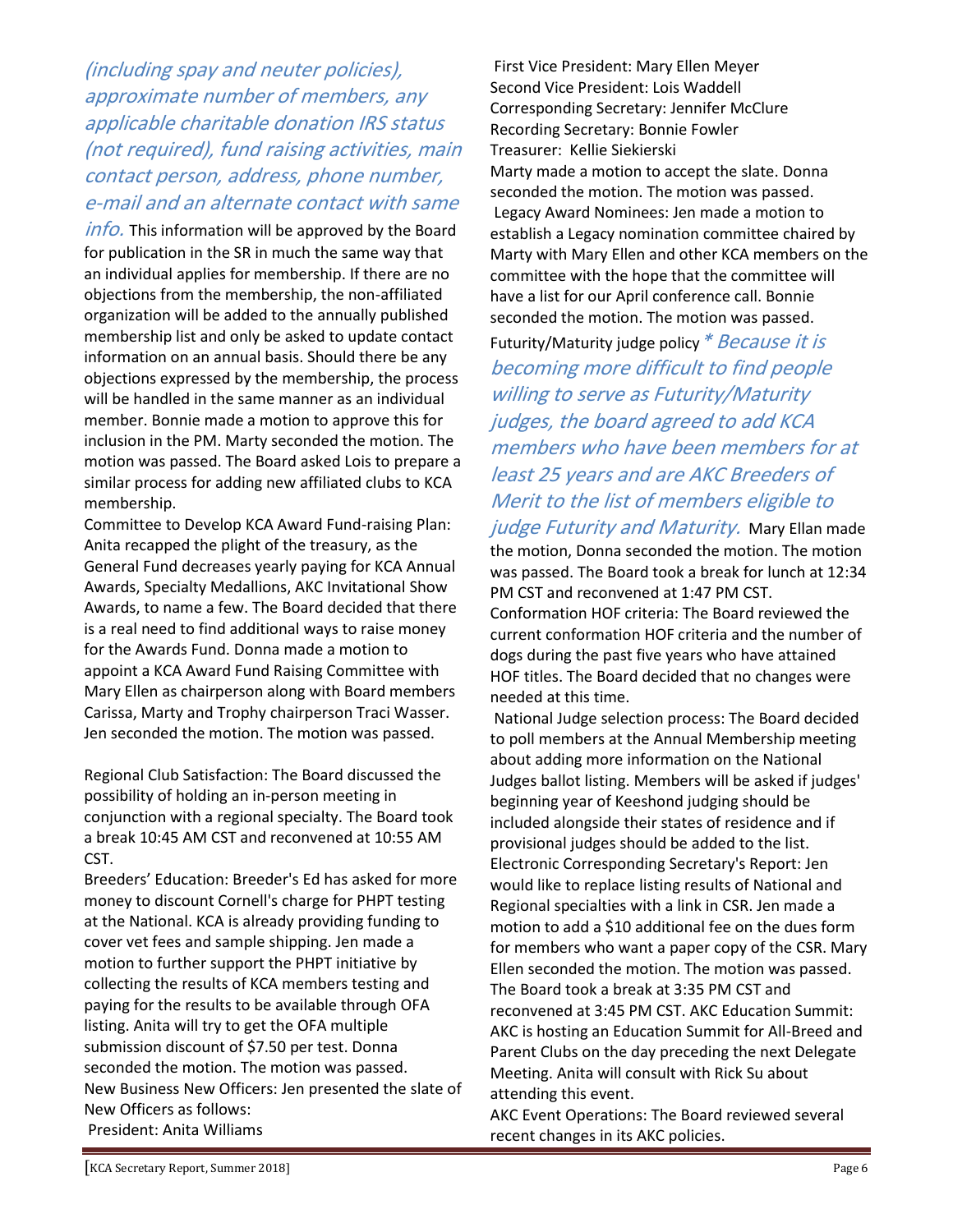*(including spay and neuter policies), approximate number of members, any applicable charitable donation IRS status (not required), fund raising activities, main contact person, address, phone number, e-mail and an alternate contact with same info.* This information will be approved by the Board for publication in the SR in much the same way that an individual applies for membership. If there are no objections from the membership, the non-affiliated organization will be added to the annually published membership list and only be asked to update contact information on an annual basis. Should there be any objections expressed by the membership, the process will be handled in the same manner as an individual member. Bonnie made a motion to approve this for inclusion in the PM. Marty seconded the motion. The motion was passed. The Board asked Lois to prepare a similar process for adding new affiliated clubs to KCA membership.

Committee to Develop KCA Award Fund-raising Plan: Anita recapped the plight of the treasury, as the General Fund decreases yearly paying for KCA Annual Awards, Specialty Medallions, AKC Invitational Show Awards, to name a few. The Board decided that there is a real need to find additional ways to raise money for the Awards Fund. Donna made a motion to appoint a KCA Award Fund Raising Committee with Mary Ellen as chairperson along with Board members Carissa, Marty and Trophy chairperson Traci Wasser. Jen seconded the motion. The motion was passed.

Regional Club Satisfaction: The Board discussed the possibility of holding an in-person meeting in conjunction with a regional specialty. The Board took a break 10:45 AM CST and reconvened at 10:55 AM CST.

Breeders' Education: Breeder's Ed has asked for more money to discount Cornell's charge for PHPT testing at the National. KCA is already providing funding to cover vet fees and sample shipping. Jen made a motion to further support the PHPT initiative by collecting the results of KCA members testing and paying for the results to be available through OFA listing. Anita will try to get the OFA multiple submission discount of $7.50 per test. Donna seconded the motion. The motion was passed.

New Business New Officers: Jen presented the slate of New Officers as follows:

President: Anita Williams
First Vice President: Mary Ellen Meyer
Second Vice President: Lois Waddell
Corresponding Secretary: Jennifer McClure
Recording Secretary: Bonnie Fowler
Treasurer: Kellie Siekierski

Marty made a motion to accept the slate. Donna seconded the motion. The motion was passed.

Legacy Award Nominees: Jen made a motion to establish a Legacy nomination committee chaired by Marty with Mary Ellen and other KCA members on the committee with the hope that the committee will have a list for our April conference call. Bonnie seconded the motion. The motion was passed.

Futurity/Maturity judge policy *\* Because it is becoming more difficult to find people willing to serve as Futurity/Maturity judges, the board agreed to add KCA members who have been members for at least 25 years and are AKC Breeders of Merit to the list of members eligible to judge Futurity and Maturity.* Mary Ellan made the motion, Donna seconded the motion. The motion was passed. The Board took a break for lunch at 12:34 PM CST and reconvened at 1:47 PM CST.

Conformation HOF criteria: The Board reviewed the current conformation HOF criteria and the number of dogs during the past five years who have attained HOF titles. The Board decided that no changes were needed at this time.

National Judge selection process: The Board decided to poll members at the Annual Membership meeting about adding more information on the National Judges ballot listing. Members will be asked if judges' beginning year of Keeshond judging should be included alongside their states of residence and if provisional judges should be added to the list.

Electronic Corresponding Secretary's Report: Jen would like to replace listing results of National and Regional specialties with a link in CSR. Jen made a motion to add a $10 additional fee on the dues form for members who want a paper copy of the CSR. Mary Ellen seconded the motion. The motion was passed. The Board took a break at 3:35 PM CST and reconvened at 3:45 PM CST. AKC Education Summit: AKC is hosting an Education Summit for All-Breed and Parent Clubs on the day preceding the next Delegate Meeting. Anita will consult with Rick Su about attending this event.

AKC Event Operations: The Board reviewed several recent changes in its AKC policies.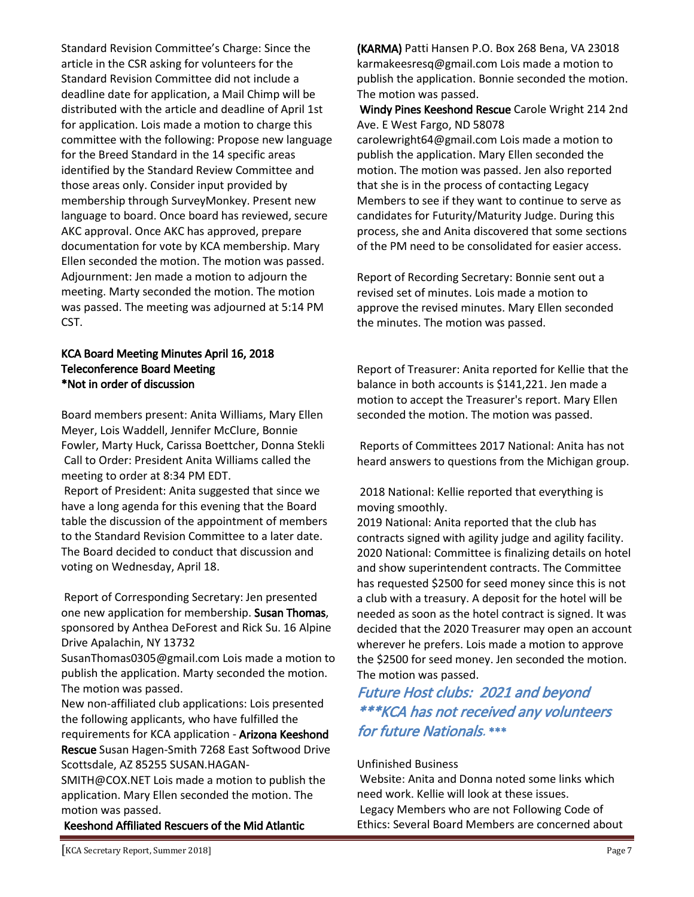Standard Revision Committee's Charge: Since the article in the CSR asking for volunteers for the Standard Revision Committee did not include a deadline date for application, a Mail Chimp will be distributed with the article and deadline of April 1st for application. Lois made a motion to charge this committee with the following: Propose new language for the Breed Standard in the 14 specific areas identified by the Standard Review Committee and those areas only. Consider input provided by membership through SurveyMonkey. Present new language to board. Once board has reviewed, secure AKC approval. Once AKC has approved, prepare documentation for vote by KCA membership. Mary Ellen seconded the motion. The motion was passed. Adjournment: Jen made a motion to adjourn the meeting. Marty seconded the motion. The motion was passed. The meeting was adjourned at 5:14 PM CST.

## KCA Board Meeting Minutes April 16, 2018
## Teleconference Board Meeting
**\*Not in order of discussion**

Board members present: Anita Williams, Mary Ellen Meyer, Lois Waddell, Jennifer McClure, Bonnie Fowler, Marty Huck, Carissa Boettcher, Donna Stekli

Call to Order: President Anita Williams called the meeting to order at 8:34 PM EDT.

Report of President: Anita suggested that since we have a long agenda for this evening that the Board table the discussion of the appointment of members to the Standard Revision Committee to a later date. The Board decided to conduct that discussion and voting on Wednesday, April 18.

Report of Corresponding Secretary: Jen presented one new application for membership. **Susan Thomas**, sponsored by Anthea DeForest and Rick Su. 16 Alpine Drive Apalachin, NY 13732 SusanThomas0305@gmail.com Lois made a motion to publish the application. Marty seconded the motion. The motion was passed.

New non-affiliated club applications: Lois presented the following applicants, who have fulfilled the requirements for KCA application - **Arizona Keeshond Rescue** Susan Hagen-Smith 7268 East Softwood Drive Scottsdale, AZ 85255 SUSAN.HAGAN-SMITH@COX.NET Lois made a motion to publish the application. Mary Ellen seconded the motion. The motion was passed.

**Keeshond Affiliated Rescuers of the Mid Atlantic (KARMA)** Patti Hansen P.O. Box 268 Bena, VA 23018 karmakeesresq@gmail.com Lois made a motion to publish the application. Bonnie seconded the motion. The motion was passed.

**Windy Pines Keeshond Rescue** Carole Wright 214 2nd Ave. E West Fargo, ND 58078 carolewright64@gmail.com Lois made a motion to publish the application. Mary Ellen seconded the motion. The motion was passed. Jen also reported that she is in the process of contacting Legacy Members to see if they want to continue to serve as candidates for Futurity/Maturity Judge. During this process, she and Anita discovered that some sections of the PM need to be consolidated for easier access.

Report of Recording Secretary: Bonnie sent out a revised set of minutes. Lois made a motion to approve the revised minutes. Mary Ellen seconded the minutes. The motion was passed.

Report of Treasurer: Anita reported for Kellie that the balance in both accounts is $141,221. Jen made a motion to accept the Treasurer's report. Mary Ellen seconded the motion. The motion was passed.

Reports of Committees 2017 National: Anita has not heard answers to questions from the Michigan group.

2018 National: Kellie reported that everything is moving smoothly.

2019 National: Anita reported that the club has contracts signed with agility judge and agility facility.

2020 National: Committee is finalizing details on hotel and show superintendent contracts. The Committee has requested $2500 for seed money since this is not a club with a treasury. A deposit for the hotel will be needed as soon as the hotel contract is signed. It was decided that the 2020 Treasurer may open an account wherever he prefers. Lois made a motion to approve the $2500 for seed money. Jen seconded the motion. The motion was passed.

*Future Host clubs: 2021 and beyond*
*\*\*\*KCA has not received any volunteers for future Nationals.* \*\*\*

Unfinished Business

Website: Anita and Donna noted some links which need work. Kellie will look at these issues.

Legacy Members who are not Following Code of Ethics: Several Board Members are concerned about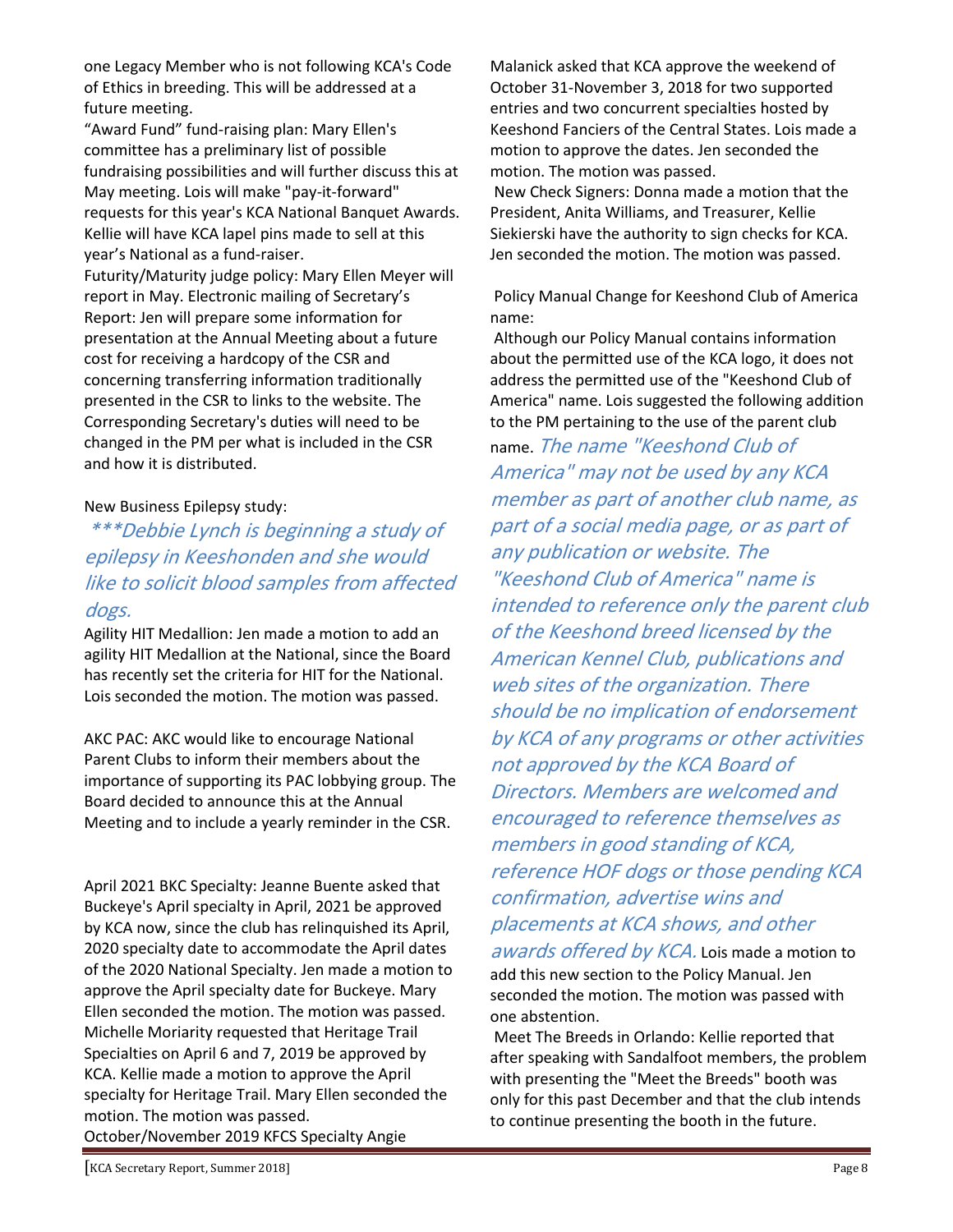one Legacy Member who is not following KCA's Code of Ethics in breeding. This will be addressed at a future meeting.

"Award Fund" fund-raising plan: Mary Ellen's committee has a preliminary list of possible fundraising possibilities and will further discuss this at May meeting. Lois will make "pay-it-forward" requests for this year's KCA National Banquet Awards. Kellie will have KCA lapel pins made to sell at this year's National as a fund-raiser.

Futurity/Maturity judge policy: Mary Ellen Meyer will report in May. Electronic mailing of Secretary's Report: Jen will prepare some information for presentation at the Annual Meeting about a future cost for receiving a hardcopy of the CSR and concerning transferring information traditionally presented in the CSR to links to the website. The Corresponding Secretary's duties will need to be changed in the PM per what is included in the CSR and how it is distributed.

New Business Epilepsy study:

*\*\*\*Debbie Lynch is beginning a study of epilepsy in Keeshonden and she would like to solicit blood samples from affected dogs.*

Agility HIT Medallion: Jen made a motion to add an agility HIT Medallion at the National, since the Board has recently set the criteria for HIT for the National. Lois seconded the motion. The motion was passed.

AKC PAC: AKC would like to encourage National Parent Clubs to inform their members about the importance of supporting its PAC lobbying group. The Board decided to announce this at the Annual Meeting and to include a yearly reminder in the CSR.

April 2021 BKC Specialty: Jeanne Buente asked that Buckeye's April specialty in April, 2021 be approved by KCA now, since the club has relinquished its April, 2020 specialty date to accommodate the April dates of the 2020 National Specialty. Jen made a motion to approve the April specialty date for Buckeye. Mary Ellen seconded the motion. The motion was passed.

Michelle Moriarity requested that Heritage Trail Specialties on April 6 and 7, 2019 be approved by KCA. Kellie made a motion to approve the April specialty for Heritage Trail. Mary Ellen seconded the motion. The motion was passed.

October/November 2019 KFCS Specialty Angie Malanick asked that KCA approve the weekend of October 31-November 3, 2018 for two supported entries and two concurrent specialties hosted by Keeshond Fanciers of the Central States. Lois made a motion to approve the dates. Jen seconded the motion. The motion was passed.

New Check Signers: Donna made a motion that the President, Anita Williams, and Treasurer, Kellie Siekierski have the authority to sign checks for KCA. Jen seconded the motion. The motion was passed.

Policy Manual Change for Keeshond Club of America name:

Although our Policy Manual contains information about the permitted use of the KCA logo, it does not address the permitted use of the "Keeshond Club of America" name. Lois suggested the following addition to the PM pertaining to the use of the parent club name. *The name "Keeshond Club of America" may not be used by any KCA member as part of another club name, as part of a social media page, or as part of any publication or website. The "Keeshond Club of America" name is intended to reference only the parent club of the Keeshond breed licensed by the American Kennel Club, publications and web sites of the organization. There should be no implication of endorsement by KCA of any programs or other activities not approved by the KCA Board of Directors. Members are welcomed and encouraged to reference themselves as members in good standing of KCA, reference HOF dogs or those pending KCA confirmation, advertise wins and placements at KCA shows, and other awards offered by KCA.* Lois made a motion to add this new section to the Policy Manual. Jen seconded the motion. The motion was passed with one abstention.

Meet The Breeds in Orlando: Kellie reported that after speaking with Sandalfoot members, the problem with presenting the "Meet the Breeds" booth was only for this past December and that the club intends to continue presenting the booth in the future.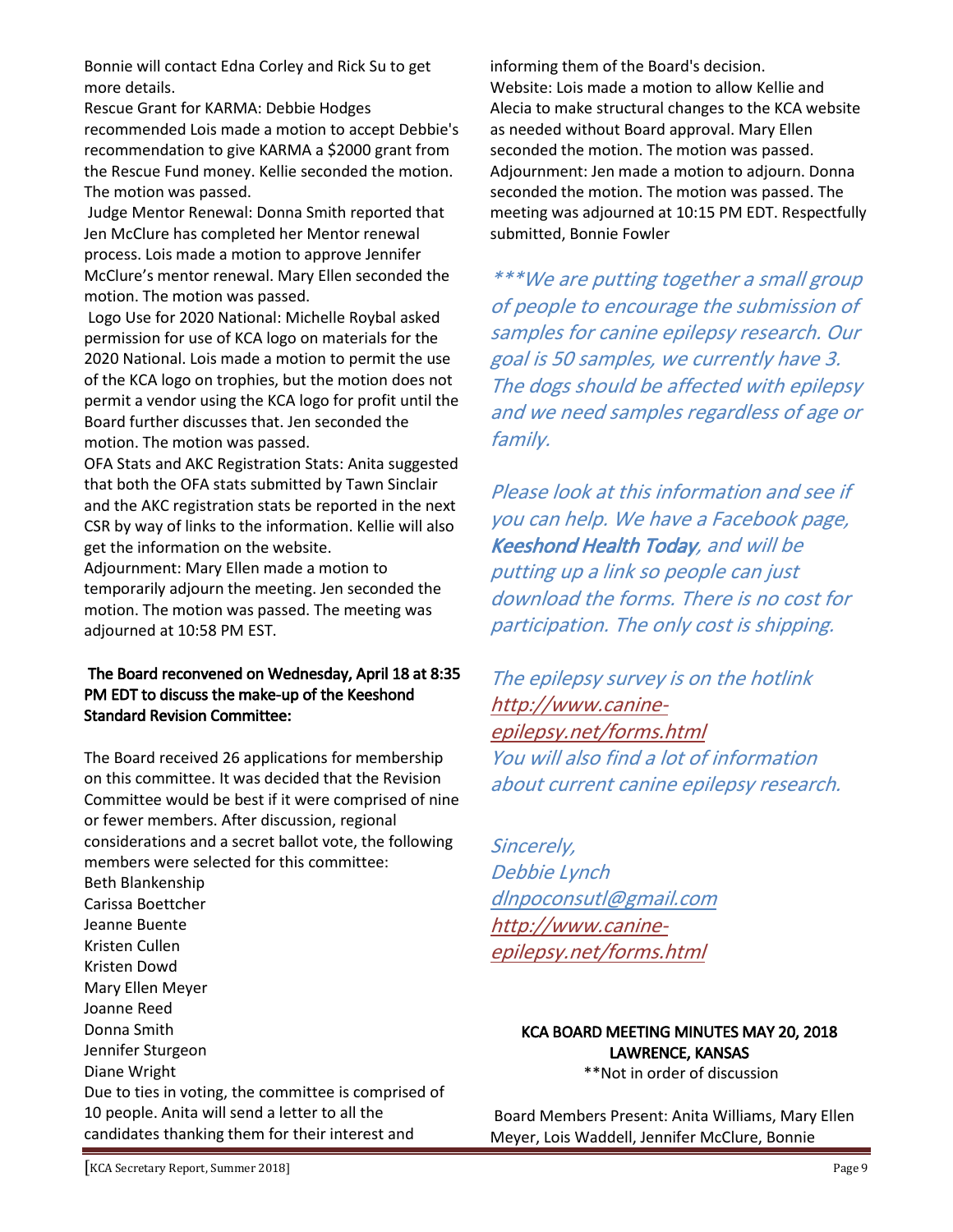Bonnie will contact Edna Corley and Rick Su to get more details.
Rescue Grant for KARMA: Debbie Hodges recommended Lois made a motion to accept Debbie's recommendation to give KARMA a $2000 grant from the Rescue Fund money. Kellie seconded the motion. The motion was passed.
Judge Mentor Renewal: Donna Smith reported that Jen McClure has completed her Mentor renewal process. Lois made a motion to approve Jennifer McClure's mentor renewal. Mary Ellen seconded the motion. The motion was passed.
Logo Use for 2020 National: Michelle Roybal asked permission for use of KCA logo on materials for the 2020 National. Lois made a motion to permit the use of the KCA logo on trophies, but the motion does not permit a vendor using the KCA logo for profit until the Board further discusses that. Jen seconded the motion. The motion was passed.
OFA Stats and AKC Registration Stats: Anita suggested that both the OFA stats submitted by Tawn Sinclair and the AKC registration stats be reported in the next CSR by way of links to the information. Kellie will also get the information on the website.
Adjournment: Mary Ellen made a motion to temporarily adjourn the meeting. Jen seconded the motion. The motion was passed. The meeting was adjourned at 10:58 PM EST.

**The Board reconvened on Wednesday, April 18 at 8:35 PM EDT to discuss the make-up of the Keeshond Standard Revision Committee:**

The Board received 26 applications for membership on this committee. It was decided that the Revision Committee would be best if it were comprised of nine or fewer members. After discussion, regional considerations and a secret ballot vote, the following members were selected for this committee:
Beth Blankenship
Carissa Boettcher
Jeanne Buente
Kristen Cullen
Kristen Dowd
Mary Ellen Meyer
Joanne Reed
Donna Smith
Jennifer Sturgeon
Diane Wright
Due to ties in voting, the committee is comprised of 10 people. Anita will send a letter to all the candidates thanking them for their interest and informing them of the Board's decision.
Website: Lois made a motion to allow Kellie and Alecia to make structural changes to the KCA website as needed without Board approval. Mary Ellen seconded the motion. The motion was passed.
Adjournment: Jen made a motion to adjourn. Donna seconded the motion. The motion was passed. The meeting was adjourned at 10:15 PM EDT. Respectfully submitted, Bonnie Fowler

*\*\*\*We are putting together a small group of people to encourage the submission of samples for canine epilepsy research. Our goal is 50 samples, we currently have 3. The dogs should be affected with epilepsy and we need samples regardless of age or family.*

*Please look at this information and see if you can help. We have a Facebook page,* ***Keeshond Health Today****, and will be putting up a link so people can just download the forms. There is no cost for participation. The only cost is shipping.*

*The epilepsy survey is on the hotlink [http://www.canine-epilepsy.net/forms.html](http://www.canine-epilepsy.net/forms.html)*
*You will also find a lot of information about current canine epilepsy research.*

*Sincerely,*
*Debbie Lynch*
*[dlnpoconsutl@gmail.com](mailto:dlnpoconsutl@gmail.com)*
*[http://www.canine-epilepsy.net/forms.html](http://www.canine-epilepsy.net/forms.html)*

## KCA BOARD MEETING MINUTES MAY 20, 2018 LAWRENCE, KANSAS

\*\*Not in order of discussion

Board Members Present: Anita Williams, Mary Ellen Meyer, Lois Waddell, Jennifer McClure, Bonnie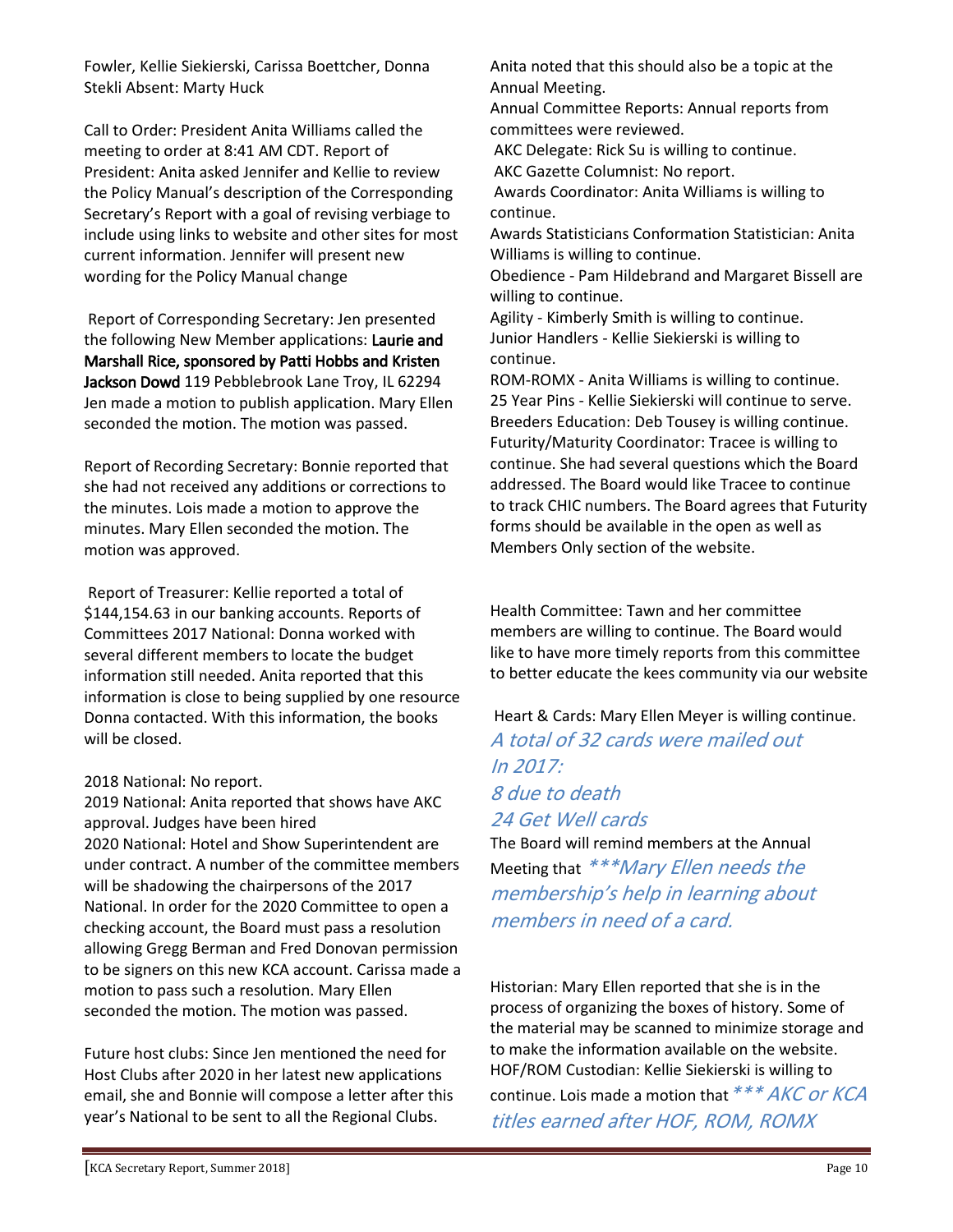Fowler, Kellie Siekierski, Carissa Boettcher, Donna Stekli Absent: Marty Huck

Call to Order: President Anita Williams called the meeting to order at 8:41 AM CDT. Report of President: Anita asked Jennifer and Kellie to review the Policy Manual's description of the Corresponding Secretary's Report with a goal of revising verbiage to include using links to website and other sites for most current information. Jennifer will present new wording for the Policy Manual change

Report of Corresponding Secretary: Jen presented the following New Member applications: Laurie and Marshall Rice, sponsored by Patti Hobbs and Kristen Jackson Dowd 119 Pebblebrook Lane Troy, IL 62294 Jen made a motion to publish application. Mary Ellen seconded the motion. The motion was passed.

Report of Recording Secretary: Bonnie reported that she had not received any additions or corrections to the minutes. Lois made a motion to approve the minutes. Mary Ellen seconded the motion. The motion was approved.

Report of Treasurer: Kellie reported a total of $144,154.63 in our banking accounts. Reports of Committees 2017 National: Donna worked with several different members to locate the budget information still needed. Anita reported that this information is close to being supplied by one resource Donna contacted. With this information, the books will be closed.

2018 National: No report.
2019 National: Anita reported that shows have AKC approval. Judges have been hired
2020 National: Hotel and Show Superintendent are under contract. A number of the committee members will be shadowing the chairpersons of the 2017 National. In order for the 2020 Committee to open a checking account, the Board must pass a resolution allowing Gregg Berman and Fred Donovan permission to be signers on this new KCA account. Carissa made a motion to pass such a resolution. Mary Ellen seconded the motion. The motion was passed.

Future host clubs: Since Jen mentioned the need for Host Clubs after 2020 in her latest new applications email, she and Bonnie will compose a letter after this year's National to be sent to all the Regional Clubs.

Anita noted that this should also be a topic at the Annual Meeting.
Annual Committee Reports: Annual reports from committees were reviewed.
AKC Delegate: Rick Su is willing to continue.
AKC Gazette Columnist: No report.
Awards Coordinator: Anita Williams is willing to continue.
Awards Statisticians Conformation Statistician: Anita Williams is willing to continue.
Obedience - Pam Hildebrand and Margaret Bissell are willing to continue.
Agility - Kimberly Smith is willing to continue.
Junior Handlers - Kellie Siekierski is willing to continue.
ROM-ROMX - Anita Williams is willing to continue.
25 Year Pins - Kellie Siekierski will continue to serve.
Breeders Education: Deb Tousey is willing continue.
Futurity/Maturity Coordinator: Tracee is willing to continue. She had several questions which the Board addressed. The Board would like Tracee to continue to track CHIC numbers. The Board agrees that Futurity forms should be available in the open as well as Members Only section of the website.

Health Committee: Tawn and her committee members are willing to continue. The Board would like to have more timely reports from this committee to better educate the kees community via our website

Heart & Cards: Mary Ellen Meyer is willing continue.
*A total of 32 cards were mailed out In 2017:*
*8 due to death*
*24 Get Well cards*
The Board will remind members at the Annual Meeting that *\*\*\*Mary Ellen needs the membership's help in learning about members in need of a card.*

Historian: Mary Ellen reported that she is in the process of organizing the boxes of history. Some of the material may be scanned to minimize storage and to make the information available on the website.
HOF/ROM Custodian: Kellie Siekierski is willing to continue. Lois made a motion that *\*\*\* AKC or KCA titles earned after HOF, ROM, ROMX*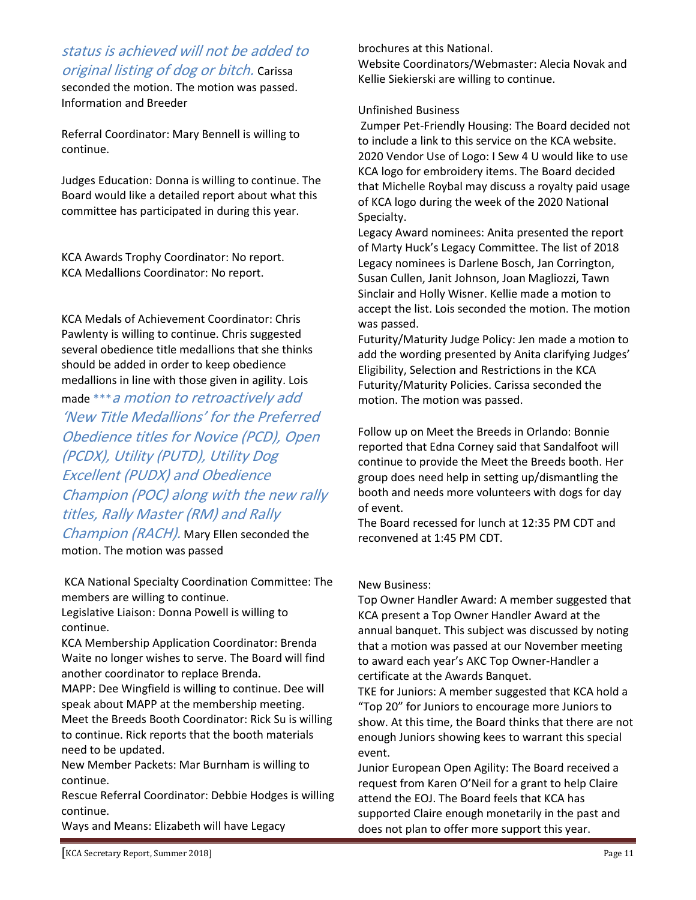*status is achieved will not be added to original listing of dog or bitch.* Carissa seconded the motion. The motion was passed.
Information and Breeder

Referral Coordinator: Mary Bennell is willing to continue.

Judges Education: Donna is willing to continue. The Board would like a detailed report about what this committee has participated in during this year.

KCA Awards Trophy Coordinator: No report.
KCA Medallions Coordinator: No report.

KCA Medals of Achievement Coordinator: Chris Pawlenty is willing to continue. Chris suggested several obedience title medallions that she thinks should be added in order to keep obedience medallions in line with those given in agility. Lois made ****a motion to retroactively add 'New Title Medallions' for the Preferred Obedience titles for Novice (PCD), Open (PCDX), Utility (PUTD), Utility Dog Excellent (PUDX) and Obedience Champion (POC) along with the new rally titles, Rally Master (RM) and Rally Champion (RACH).* Mary Ellen seconded the motion. The motion was passed

KCA National Specialty Coordination Committee: The members are willing to continue.
Legislative Liaison: Donna Powell is willing to continue.
KCA Membership Application Coordinator: Brenda Waite no longer wishes to serve. The Board will find another coordinator to replace Brenda.
MAPP: Dee Wingfield is willing to continue. Dee will speak about MAPP at the membership meeting.
Meet the Breeds Booth Coordinator: Rick Su is willing to continue. Rick reports that the booth materials need to be updated.
New Member Packets: Mar Burnham is willing to continue.
Rescue Referral Coordinator: Debbie Hodges is willing continue.
Ways and Means: Elizabeth will have Legacy brochures at this National.
Website Coordinators/Webmaster: Alecia Novak and Kellie Siekierski are willing to continue.

Unfinished Business
Zumper Pet-Friendly Housing: The Board decided not to include a link to this service on the KCA website.
2020 Vendor Use of Logo: I Sew 4 U would like to use KCA logo for embroidery items. The Board decided that Michelle Roybal may discuss a royalty paid usage of KCA logo during the week of the 2020 National Specialty.
Legacy Award nominees: Anita presented the report of Marty Huck's Legacy Committee. The list of 2018 Legacy nominees is Darlene Bosch, Jan Corrington, Susan Cullen, Janit Johnson, Joan Magliozzi, Tawn Sinclair and Holly Wisner. Kellie made a motion to accept the list. Lois seconded the motion. The motion was passed.
Futurity/Maturity Judge Policy: Jen made a motion to add the wording presented by Anita clarifying Judges' Eligibility, Selection and Restrictions in the KCA Futurity/Maturity Policies. Carissa seconded the motion. The motion was passed.

Follow up on Meet the Breeds in Orlando: Bonnie reported that Edna Corney said that Sandalfoot will continue to provide the Meet the Breeds booth. Her group does need help in setting up/dismantling the booth and needs more volunteers with dogs for day of event.
The Board recessed for lunch at 12:35 PM CDT and reconvened at 1:45 PM CDT.

New Business:
Top Owner Handler Award: A member suggested that KCA present a Top Owner Handler Award at the annual banquet. This subject was discussed by noting that a motion was passed at our November meeting to award each year's AKC Top Owner-Handler a certificate at the Awards Banquet.
TKE for Juniors: A member suggested that KCA hold a "Top 20" for Juniors to encourage more Juniors to show. At this time, the Board thinks that there are not enough Juniors showing kees to warrant this special event.
Junior European Open Agility: The Board received a request from Karen O'Neil for a grant to help Claire attend the EOJ. The Board feels that KCA has supported Claire enough monetarily in the past and does not plan to offer more support this year.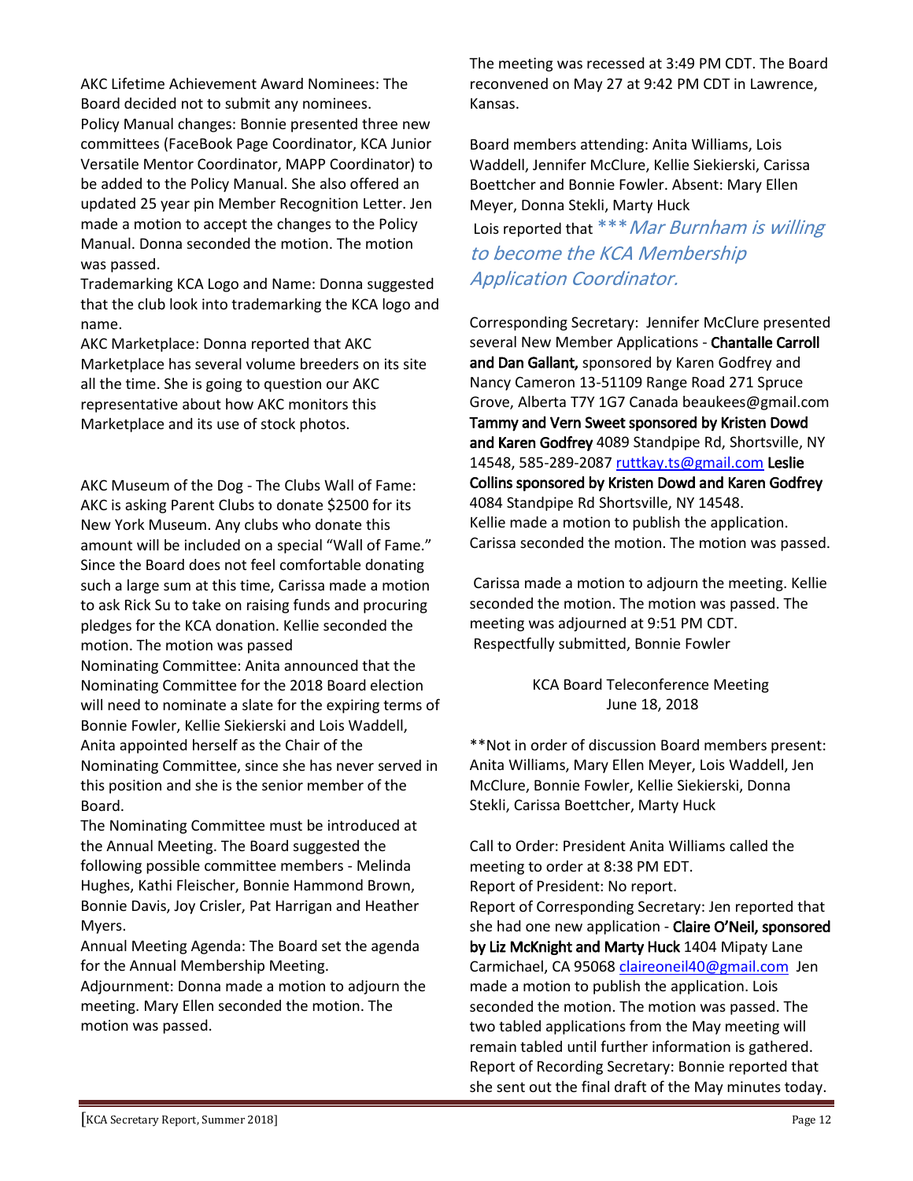AKC Lifetime Achievement Award Nominees: The Board decided not to submit any nominees.
Policy Manual changes: Bonnie presented three new committees (FaceBook Page Coordinator, KCA Junior Versatile Mentor Coordinator, MAPP Coordinator) to be added to the Policy Manual. She also offered an updated 25 year pin Member Recognition Letter. Jen made a motion to accept the changes to the Policy Manual. Donna seconded the motion. The motion was passed.
Trademarking KCA Logo and Name: Donna suggested that the club look into trademarking the KCA logo and name.
AKC Marketplace: Donna reported that AKC Marketplace has several volume breeders on its site all the time. She is going to question our AKC representative about how AKC monitors this Marketplace and its use of stock photos.

AKC Museum of the Dog - The Clubs Wall of Fame: AKC is asking Parent Clubs to donate $2500 for its New York Museum. Any clubs who donate this amount will be included on a special "Wall of Fame." Since the Board does not feel comfortable donating such a large sum at this time, Carissa made a motion to ask Rick Su to take on raising funds and procuring pledges for the KCA donation. Kellie seconded the motion. The motion was passed
Nominating Committee: Anita announced that the Nominating Committee for the 2018 Board election will need to nominate a slate for the expiring terms of Bonnie Fowler, Kellie Siekierski and Lois Waddell, Anita appointed herself as the Chair of the Nominating Committee, since she has never served in this position and she is the senior member of the Board.
The Nominating Committee must be introduced at the Annual Meeting. The Board suggested the following possible committee members - Melinda Hughes, Kathi Fleischer, Bonnie Hammond Brown, Bonnie Davis, Joy Crisler, Pat Harrigan and Heather Myers.
Annual Meeting Agenda: The Board set the agenda for the Annual Membership Meeting.
Adjournment: Donna made a motion to adjourn the meeting. Mary Ellen seconded the motion. The motion was passed.

The meeting was recessed at 3:49 PM CDT. The Board reconvened on May 27 at 9:42 PM CDT in Lawrence, Kansas.

Board members attending: Anita Williams, Lois Waddell, Jennifer McClure, Kellie Siekierski, Carissa Boettcher and Bonnie Fowler. Absent: Mary Ellen Meyer, Donna Stekli, Marty Huck
Lois reported that *\*\*\*Mar Burnham is willing to become the KCA Membership Application Coordinator.*

Corresponding Secretary: Jennifer McClure presented several New Member Applications - **Chantalle Carroll and Dan Gallant,** sponsored by Karen Godfrey and Nancy Cameron 13-51109 Range Road 271 Spruce Grove, Alberta T7Y 1G7 Canada beaukees@gmail.com **Tammy and Vern Sweet sponsored by Kristen Dowd and Karen Godfrey** 4089 Standpipe Rd, Shortsville, NY 14548, 585-289-2087 ruttkay.ts@gmail.com **Leslie Collins sponsored by Kristen Dowd and Karen Godfrey** 4084 Standpipe Rd Shortsville, NY 14548.
Kellie made a motion to publish the application. Carissa seconded the motion. The motion was passed.

Carissa made a motion to adjourn the meeting. Kellie seconded the motion. The motion was passed. The meeting was adjourned at 9:51 PM CDT.
Respectfully submitted, Bonnie Fowler

KCA Board Teleconference Meeting
June 18, 2018

\*\*Not in order of discussion Board members present: Anita Williams, Mary Ellen Meyer, Lois Waddell, Jen McClure, Bonnie Fowler, Kellie Siekierski, Donna Stekli, Carissa Boettcher, Marty Huck

Call to Order: President Anita Williams called the meeting to order at 8:38 PM EDT.
Report of President: No report.
Report of Corresponding Secretary: Jen reported that she had one new application - **Claire O'Neil, sponsored by Liz McKnight and Marty Huck** 1404 Mipaty Lane Carmichael, CA 95068 claireoneil40@gmail.com Jen made a motion to publish the application. Lois seconded the motion. The motion was passed. The two tabled applications from the May meeting will remain tabled until further information is gathered.
Report of Recording Secretary: Bonnie reported that she sent out the final draft of the May minutes today.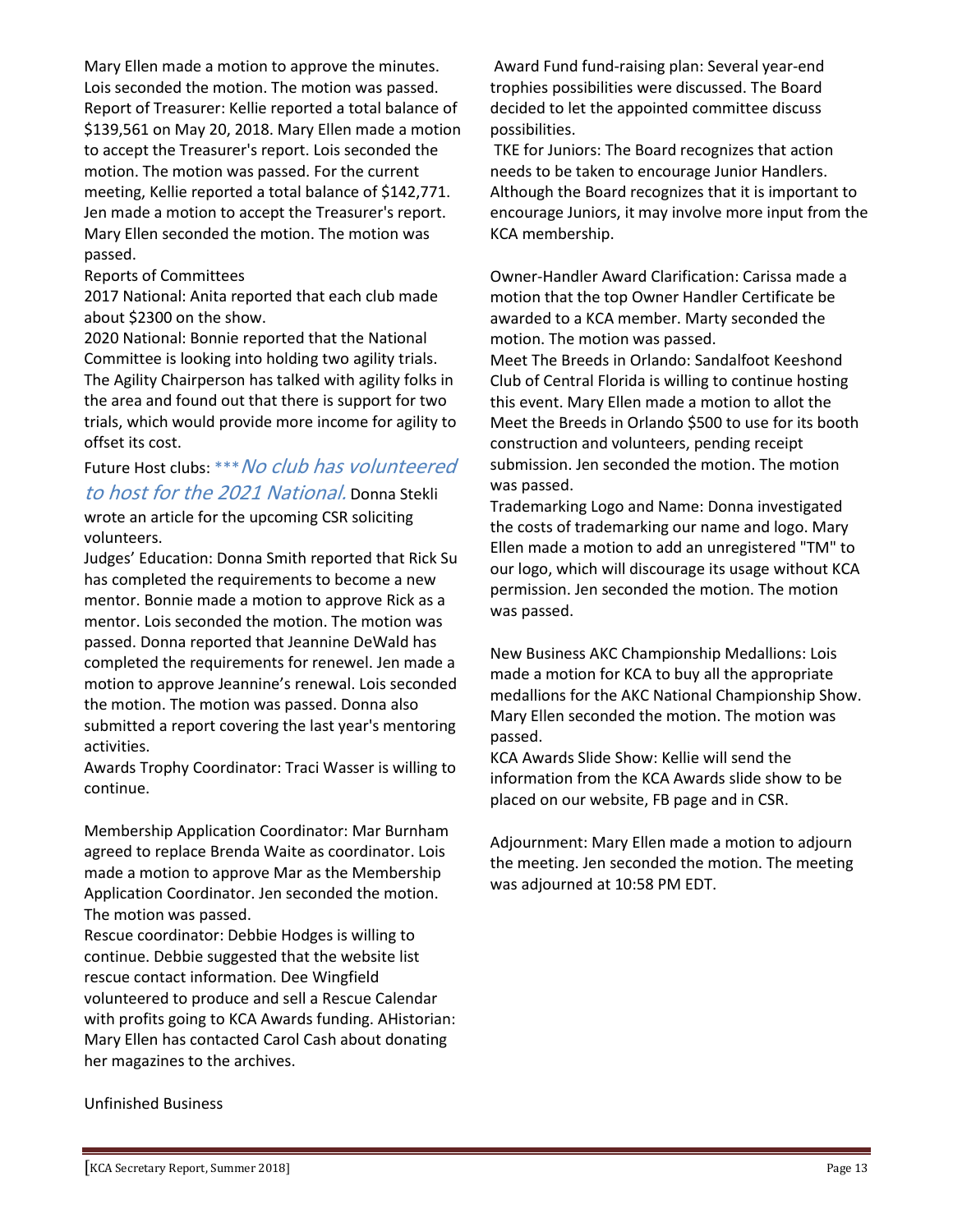Mary Ellen made a motion to approve the minutes. Lois seconded the motion. The motion was passed.
Report of Treasurer: Kellie reported a total balance of $139,561 on May 20, 2018. Mary Ellen made a motion to accept the Treasurer's report. Lois seconded the motion. The motion was passed. For the current meeting, Kellie reported a total balance of $142,771. Jen made a motion to accept the Treasurer's report. Mary Ellen seconded the motion. The motion was passed.

Reports of Committees

2017 National: Anita reported that each club made about $2300 on the show.

2020 National: Bonnie reported that the National Committee is looking into holding two agility trials. The Agility Chairperson has talked with agility folks in the area and found out that there is support for two trials, which would provide more income for agility to offset its cost.

Future Host clubs: ****No club has volunteered to host for the 2021 National.* Donna Stekli wrote an article for the upcoming CSR soliciting volunteers.

Judges' Education: Donna Smith reported that Rick Su has completed the requirements to become a new mentor. Bonnie made a motion to approve Rick as a mentor. Lois seconded the motion. The motion was passed. Donna reported that Jeannine DeWald has completed the requirements for renewel. Jen made a motion to approve Jeannine's renewal. Lois seconded the motion. The motion was passed. Donna also submitted a report covering the last year's mentoring activities.

Awards Trophy Coordinator: Traci Wasser is willing to continue.

Membership Application Coordinator: Mar Burnham agreed to replace Brenda Waite as coordinator. Lois made a motion to approve Mar as the Membership Application Coordinator. Jen seconded the motion. The motion was passed.

Rescue coordinator: Debbie Hodges is willing to continue. Debbie suggested that the website list rescue contact information. Dee Wingfield volunteered to produce and sell a Rescue Calendar with profits going to KCA Awards funding. AHistorian: Mary Ellen has contacted Carol Cash about donating her magazines to the archives.

Unfinished Business

Award Fund fund-raising plan: Several year-end trophies possibilities were discussed. The Board decided to let the appointed committee discuss possibilities.

TKE for Juniors: The Board recognizes that action needs to be taken to encourage Junior Handlers. Although the Board recognizes that it is important to encourage Juniors, it may involve more input from the KCA membership.

Owner-Handler Award Clarification: Carissa made a motion that the top Owner Handler Certificate be awarded to a KCA member. Marty seconded the motion. The motion was passed.

Meet The Breeds in Orlando: Sandalfoot Keeshond Club of Central Florida is willing to continue hosting this event. Mary Ellen made a motion to allot the Meet the Breeds in Orlando $500 to use for its booth construction and volunteers, pending receipt submission. Jen seconded the motion. The motion was passed.

Trademarking Logo and Name: Donna investigated the costs of trademarking our name and logo. Mary Ellen made a motion to add an unregistered "TM" to our logo, which will discourage its usage without KCA permission. Jen seconded the motion. The motion was passed.

New Business AKC Championship Medallions: Lois made a motion for KCA to buy all the appropriate medallions for the AKC National Championship Show. Mary Ellen seconded the motion. The motion was passed.

KCA Awards Slide Show: Kellie will send the information from the KCA Awards slide show to be placed on our website, FB page and in CSR.

Adjournment: Mary Ellen made a motion to adjourn the meeting. Jen seconded the motion. The meeting was adjourned at 10:58 PM EDT.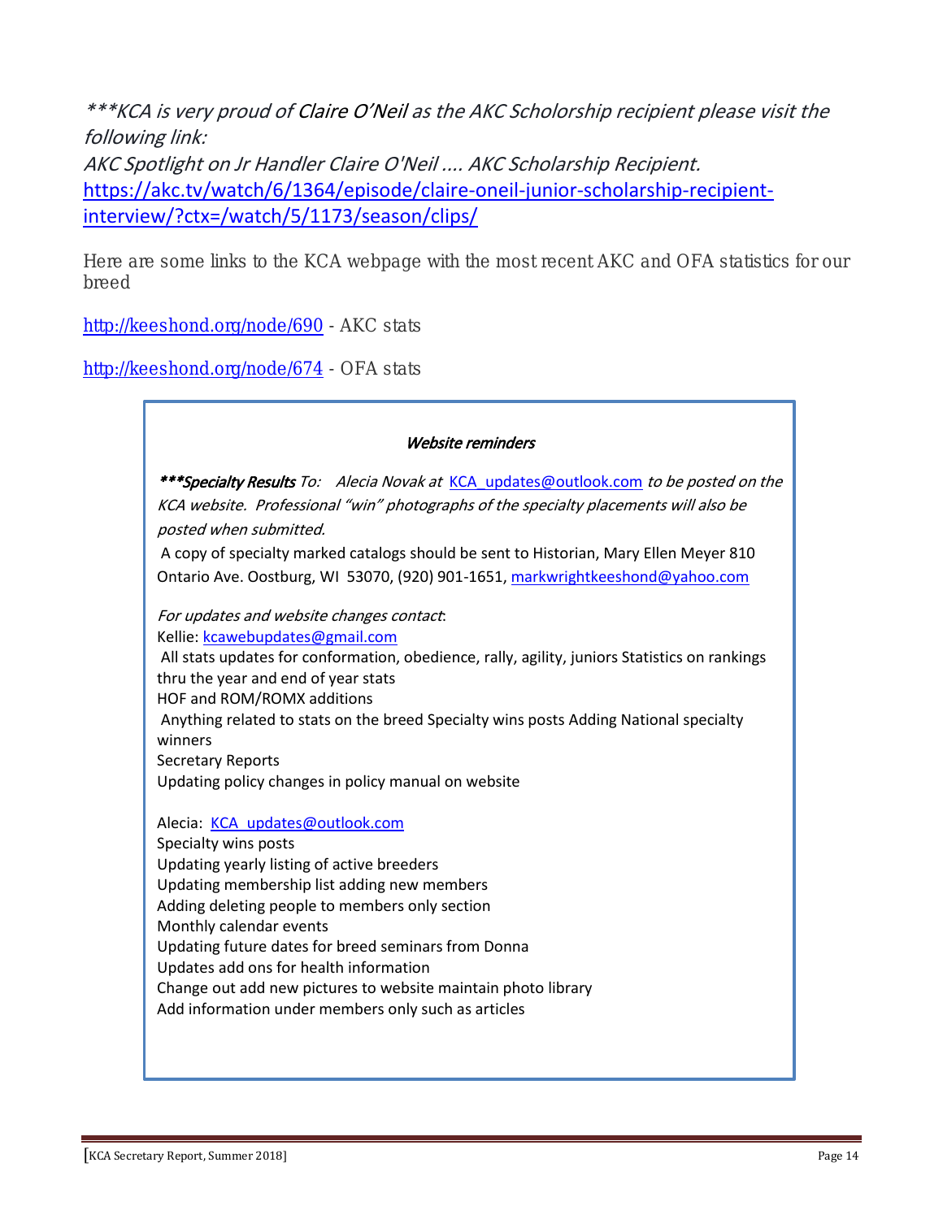*\*\*\*KCA is very proud of Claire O'Neil as the AKC Scholorship recipient please visit the following link:*
*AKC Spotlight on Jr Handler Claire O'Neil .... AKC Scholarship Recipient.*
[https://akc.tv/watch/6/1364/episode/claire-oneil-junior-scholarship-recipient-interview/?ctx=/watch/5/1173/season/clips/](https://akc.tv/watch/6/1364/episode/claire-oneil-junior-scholarship-recipient-interview/?ctx=/watch/5/1173/season/clips/)

Here are some links to the KCA webpage with the most recent AKC and OFA statistics for our breed

http://keeshond.org/node/690 - AKC stats

http://keeshond.org/node/674 - OFA stats

### *Website reminders*

***\*\*\*Specialty Results** To: Alecia Novak at KCA_updates@outlook.com to be posted on the KCA website. Professional "win" photographs of the specialty placements will also be posted when submitted.*

A copy of specialty marked catalogs should be sent to Historian, Mary Ellen Meyer 810 Ontario Ave. Oostburg, WI 53070, (920) 901-1651, markwrightkeeshond@yahoo.com

*For updates and website changes contact*:
Kellie: kcawebupdates@gmail.com
All stats updates for conformation, obedience, rally, agility, juniors Statistics on rankings thru the year and end of year stats
HOF and ROM/ROMX additions
Anything related to stats on the breed Specialty wins posts Adding National specialty winners
Secretary Reports
Updating policy changes in policy manual on website

Alecia: KCA_updates@outlook.com
Specialty wins posts
Updating yearly listing of active breeders
Updating membership list adding new members
Adding deleting people to members only section
Monthly calendar events
Updating future dates for breed seminars from Donna
Updates add ons for health information
Change out add new pictures to website maintain photo library
Add information under members only such as articles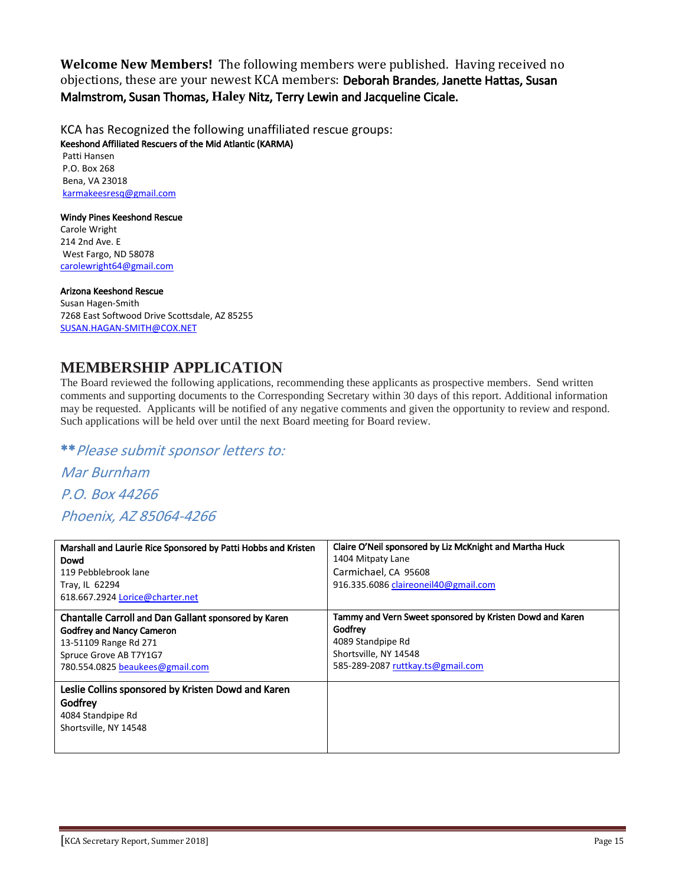**Welcome New Members!** The following members were published. Having received no objections, these are your newest KCA members: **Deborah Brandes, Janette Hattas, Susan Malmstrom, Susan Thomas, Haley Nitz, Terry Lewin and Jacqueline Cicale.**

KCA has Recognized the following unaffiliated rescue groups:

**Keeshond Affiliated Rescuers of the Mid Atlantic (KARMA)**
Patti Hansen
P.O. Box 268
Bena, VA 23018
karmakeesresq@gmail.com

**Windy Pines Keeshond Rescue**
Carole Wright
214 2nd Ave. E
West Fargo, ND 58078
carolewright64@gmail.com

**Arizona Keeshond Rescue**
Susan Hagen-Smith
7268 East Softwood Drive Scottsdale, AZ 85255
SUSAN.HAGAN-SMITH@COX.NET

## MEMBERSHIP APPLICATION

The Board reviewed the following applications, recommending these applicants as prospective members. Send written comments and supporting documents to the Corresponding Secretary within 30 days of this report. Additional information may be requested. Applicants will be notified of any negative comments and given the opportunity to review and respond. Such applications will be held over until the next Board meeting for Board review.

*\*\*Please submit sponsor letters to:*

*Mar Burnham*

*P.O. Box 44266*

*Phoenix, AZ 85064-4266*

| | |
|---|---|
| **Marshall and Laurie Rice Sponsored by Patti Hobbs and Kristen Dowd**<br>119 Pebblebrook lane<br>Tray, IL 62294<br>618.667.2924 Lorice@charter.net | **Claire O'Neil sponsored by Liz McKnight and Martha Huck**<br>1404 Mitpaty Lane<br>Carmichael, CA 95608<br>916.335.6086 claireoneil40@gmail.com |
| **Chantalle Carroll and Dan Gallant sponsored by Karen Godfrey and Nancy Cameron**<br>13-51109 Range Rd 271<br>Spruce Grove AB T7Y1G7<br>780.554.0825 beaukees@gmail.com | **Tammy and Vern Sweet sponsored by Kristen Dowd and Karen Godfrey**<br>4089 Standpipe Rd<br>Shortsville, NY 14548<br>585-289-2087 ruttkay.ts@gmail.com |
| **Leslie Collins sponsored by Kristen Dowd and Karen Godfrey**<br>4084 Standpipe Rd<br>Shortsville, NY 14548 | |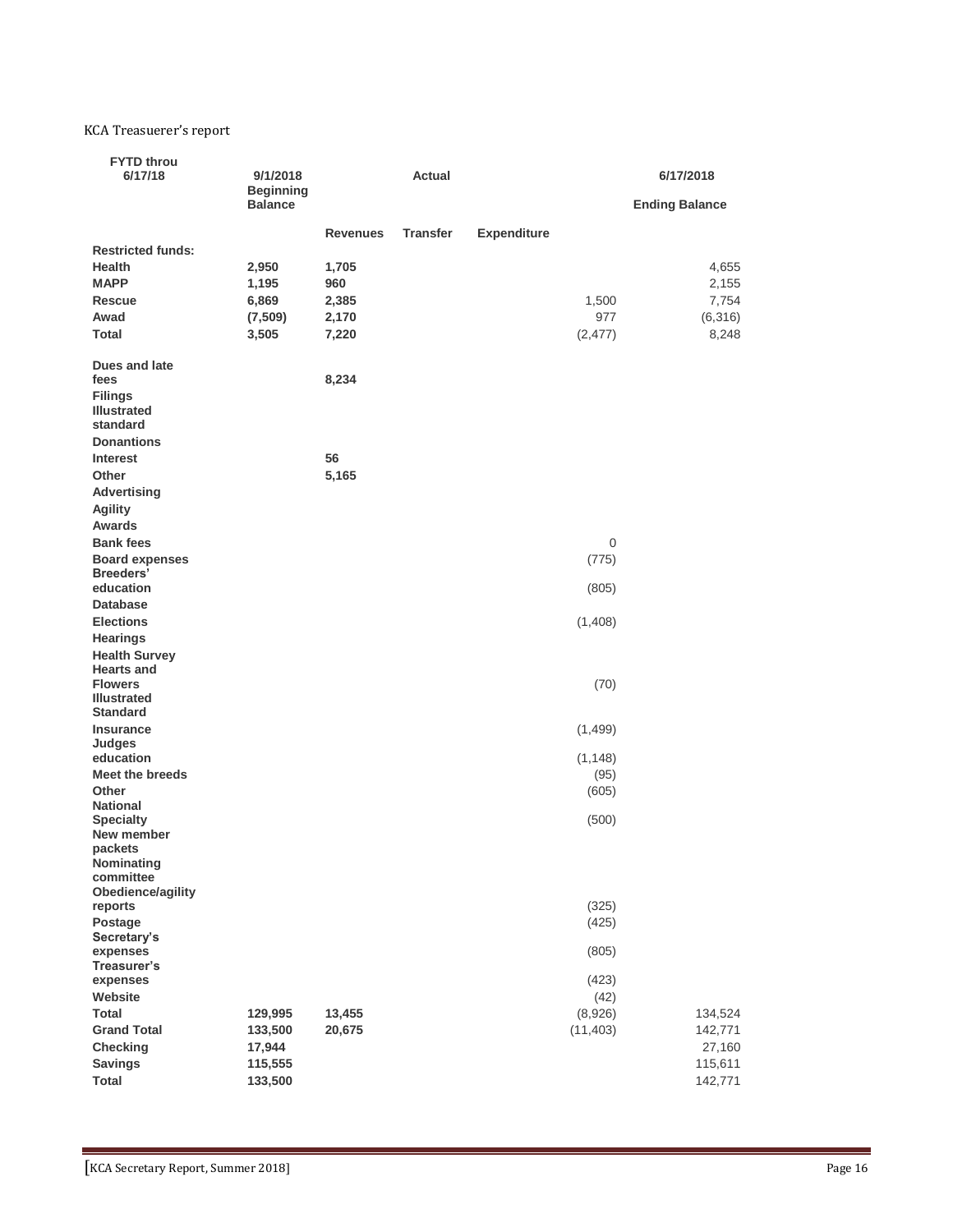KCA Treasuerer's report

| FYTD throu 6/17/18 | 9/1/2018 Beginning Balance | Actual | | | 6/17/2018 Ending Balance |
|---|---|---|---|---|---|
| | | **Revenues** | **Transfer** | **Expenditure** | |
| **Restricted funds:** | | | | | |
| **Health** | **2,950** | **1,705** | | | 4,655 |
| **MAPP** | **1,195** | **960** | | | 2,155 |
| **Rescue** | **6,869** | **2,385** | | 1,500 | 7,754 |
| **Awad** | **(7,509)** | **2,170** | | 977 | (6,316) |
| **Total** | **3,505** | **7,220** | | (2,477) | 8,248 |
| **Dues and late fees** | | **8,234** | | | |
| **Filings** | | | | | |
| **Illustrated standard** | | | | | |
| **Donantions** | | | | | |
| **Interest** | | **56** | | | |
| **Other** | | **5,165** | | | |
| **Advertising** | | | | | |
| **Agility** | | | | | |
| **Awards** | | | | | |
| **Bank fees** | | | | 0 | |
| **Board expenses** | | | | (775) | |
| **Breeders' education** | | | | (805) | |
| **Database** | | | | | |
| **Elections** | | | | (1,408) | |
| **Hearings** | | | | | |
| **Health Survey** | | | | | |
| **Hearts and Flowers** | | | | (70) | |
| **Illustrated Standard** | | | | | |
| **Insurance** | | | | (1,499) | |
| **Judges education** | | | | (1,148) | |
| **Meet the breeds** | | | | (95) | |
| **Other** | | | | (605) | |
| **National Specialty** | | | | (500) | |
| **New member packets** | | | | | |
| **Nominating committee** | | | | | |
| **Obedience/agility reports** | | | | (325) | |
| **Postage** | | | | (425) | |
| **Secretary's expenses** | | | | (805) | |
| **Treasurer's expenses** | | | | (423) | |
| **Website** | | | | (42) | |
| **Total** | **129,995** | **13,455** | | (8,926) | 134,524 |
| **Grand Total** | **133,500** | **20,675** | | (11,403) | 142,771 |
| **Checking** | **17,944** | | | | 27,160 |
| **Savings** | **115,555** | | | | 115,611 |
| **Total** | **133,500** | | | | 142,771 |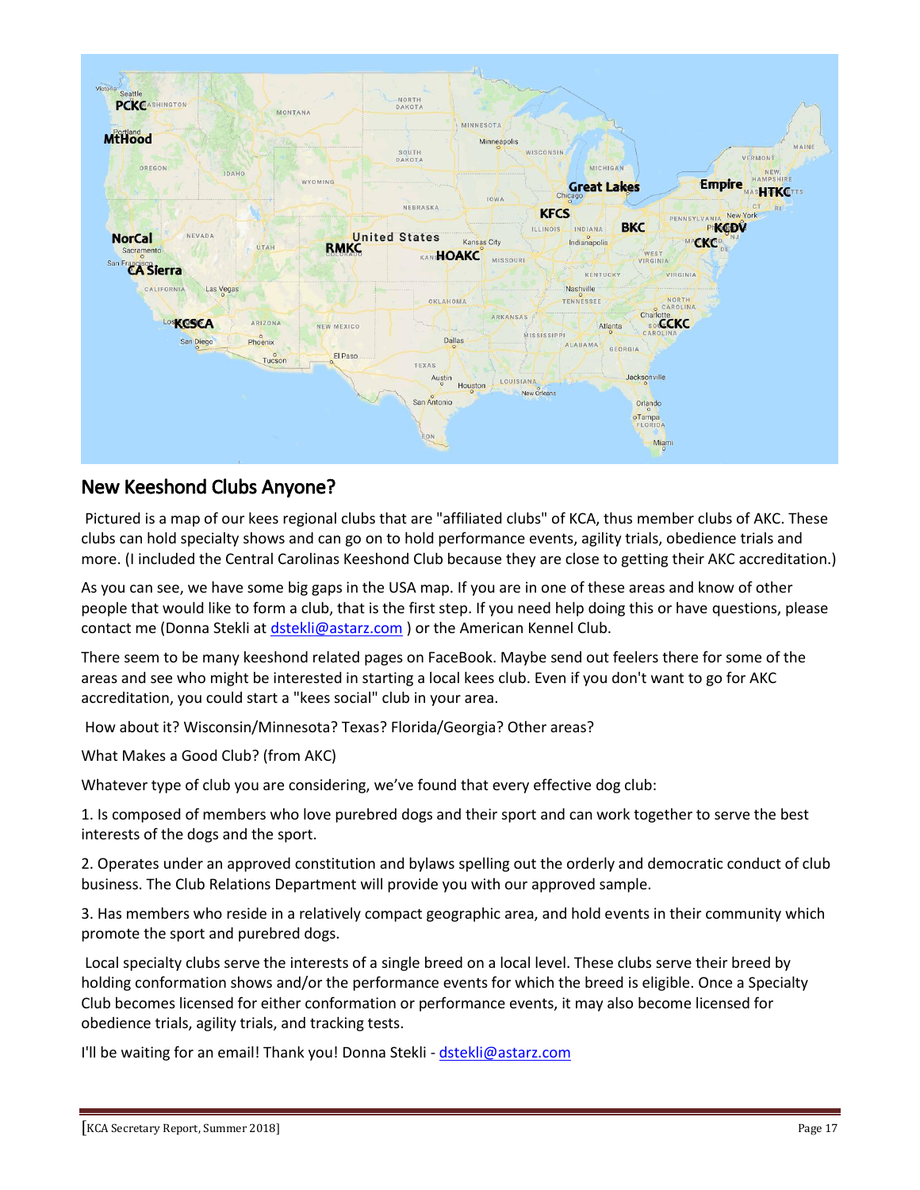## New Keeshond Clubs Anyone?

Pictured is a map of our kees regional clubs that are "affiliated clubs" of KCA, thus member clubs of AKC. These clubs can hold specialty shows and can go on to hold performance events, agility trials, obedience trials and more. (I included the Central Carolinas Keeshond Club because they are close to getting their AKC accreditation.)

As you can see, we have some big gaps in the USA map. If you are in one of these areas and know of other people that would like to form a club, that is the first step. If you need help doing this or have questions, please contact me (Donna Stekli at dstekli@astarz.com ) or the American Kennel Club.

There seem to be many keeshond related pages on FaceBook. Maybe send out feelers there for some of the areas and see who might be interested in starting a local kees club. Even if you don't want to go for AKC accreditation, you could start a "kees social" club in your area.

How about it? Wisconsin/Minnesota? Texas? Florida/Georgia? Other areas?

What Makes a Good Club? (from AKC)

Whatever type of club you are considering, we've found that every effective dog club:

1. Is composed of members who love purebred dogs and their sport and can work together to serve the best interests of the dogs and the sport.

2. Operates under an approved constitution and bylaws spelling out the orderly and democratic conduct of club business. The Club Relations Department will provide you with our approved sample.

3. Has members who reside in a relatively compact geographic area, and hold events in their community which promote the sport and purebred dogs.

Local specialty clubs serve the interests of a single breed on a local level. These clubs serve their breed by holding conformation shows and/or the performance events for which the breed is eligible. Once a Specialty Club becomes licensed for either conformation or performance events, it may also become licensed for obedience trials, agility trials, and tracking tests.

I'll be waiting for an email! Thank you! Donna Stekli - dstekli@astarz.com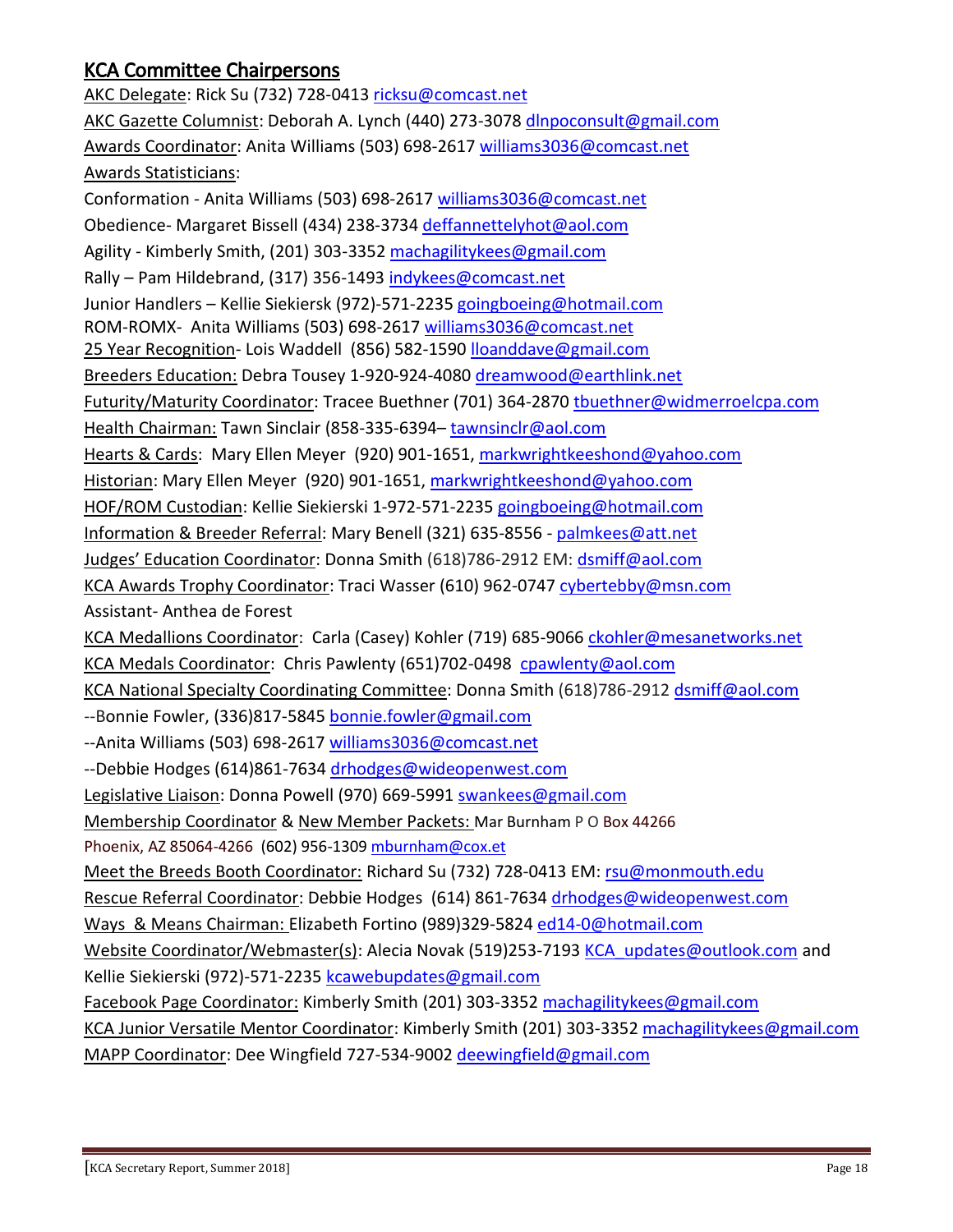## KCA Committee Chairpersons

AKC Delegate: Rick Su (732) 728-0413 ricksu@comcast.net

AKC Gazette Columnist: Deborah A. Lynch (440) 273-3078 dlnpoconsult@gmail.com

Awards Coordinator: Anita Williams (503) 698-2617 williams3036@comcast.net

Awards Statisticians:

Conformation - Anita Williams (503) 698-2617 williams3036@comcast.net

Obedience- Margaret Bissell (434) 238-3734 deffannettelyhot@aol.com

Agility - Kimberly Smith, (201) 303-3352 machagilitykees@gmail.com

Rally – Pam Hildebrand, (317) 356-1493 indykees@comcast.net

Junior Handlers – Kellie Siekiersk (972)-571-2235 goingboeing@hotmail.com

ROM-ROMX- Anita Williams (503) 698-2617 williams3036@comcast.net

25 Year Recognition- Lois Waddell (856) 582-1590 lloanddave@gmail.com

Breeders Education: Debra Tousey 1-920-924-4080 dreamwood@earthlink.net

Futurity/Maturity Coordinator: Tracee Buethner (701) 364-2870 tbuethner@widmerroelcpa.com

Health Chairman: Tawn Sinclair (858-335-6394– tawnsinclr@aol.com

Hearts & Cards: Mary Ellen Meyer (920) 901-1651, markwrightkeeshond@yahoo.com

Historian: Mary Ellen Meyer (920) 901-1651, markwrightkeeshond@yahoo.com

HOF/ROM Custodian: Kellie Siekierski 1-972-571-2235 goingboeing@hotmail.com

Information & Breeder Referral: Mary Benell (321) 635-8556 - palmkees@att.net

Judges' Education Coordinator: Donna Smith (618)786-2912 EM: dsmiff@aol.com

KCA Awards Trophy Coordinator: Traci Wasser (610) 962-0747 cybertebby@msn.com

Assistant- Anthea de Forest

KCA Medallions Coordinator: Carla (Casey) Kohler (719) 685-9066 ckohler@mesanetworks.net

KCA Medals Coordinator: Chris Pawlenty (651)702-0498 cpawlenty@aol.com

KCA National Specialty Coordinating Committee: Donna Smith (618)786-2912 dsmiff@aol.com

--Bonnie Fowler, (336)817-5845 bonnie.fowler@gmail.com

--Anita Williams (503) 698-2617 williams3036@comcast.net

--Debbie Hodges (614)861-7634 drhodges@wideopenwest.com

Legislative Liaison: Donna Powell (970) 669-5991 swankees@gmail.com

Membership Coordinator & New Member Packets: Mar Burnham P O Box 44266 Phoenix, AZ 85064-4266 (602) 956-1309 mburnham@cox.et

Meet the Breeds Booth Coordinator: Richard Su (732) 728-0413 EM: rsu@monmouth.edu

Rescue Referral Coordinator: Debbie Hodges (614) 861-7634 drhodges@wideopenwest.com

Ways & Means Chairman: Elizabeth Fortino (989)329-5824 ed14-0@hotmail.com

Website Coordinator/Webmaster(s): Alecia Novak (519)253-7193 KCA_updates@outlook.com and Kellie Siekierski (972)-571-2235 kcawebupdates@gmail.com

Facebook Page Coordinator: Kimberly Smith (201) 303-3352 machagilitykees@gmail.com

KCA Junior Versatile Mentor Coordinator: Kimberly Smith (201) 303-3352 machagilitykees@gmail.com

MAPP Coordinator: Dee Wingfield 727-534-9002 deewingfield@gmail.com